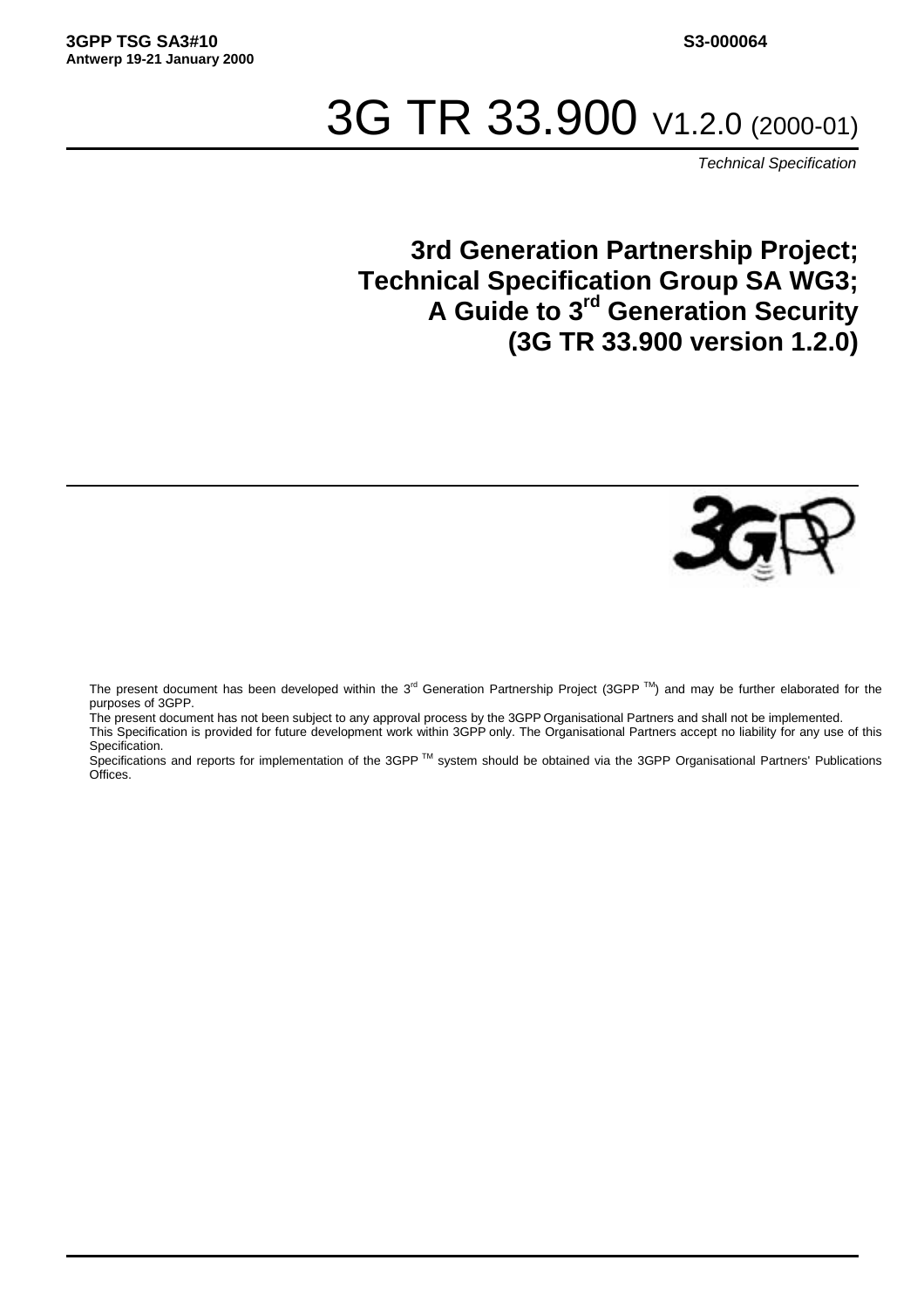**3GPP TSG SA3#10** **S3-000064**
**Antwerp 19-21 January 2000**

# 3G TR 33.900 V1.2.0 (2000-01)

*Technical Specification*

## 3rd Generation Partnership Project;
## Technical Specification Group SA WG3;
## A Guide to 3rd Generation Security
## (3G TR 33.900 version 1.2.0)

The present document has been developed within the 3rd Generation Partnership Project (3GPP ™) and may be further elaborated for the purposes of 3GPP.
The present document has not been subject to any approval process by the 3GPP Organisational Partners and shall not be implemented.
This Specification is provided for future development work within 3GPP only. The Organisational Partners accept no liability for any use of this Specification.
Specifications and reports for implementation of the 3GPP ™ system should be obtained via the 3GPP Organisational Partners' Publications Offices.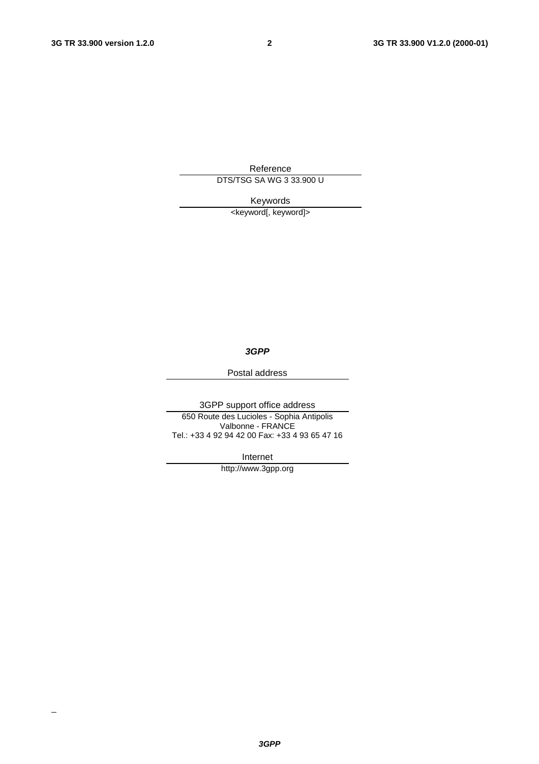Reference

DTS/TSG SA WG 3 33.900 U

Keywords

<keyword[, keyword]>

***3GPP***

Postal address

3GPP support office address

650 Route des Lucioles - Sophia Antipolis
Valbonne - FRANCE
Tel.: +33 4 92 94 42 00 Fax: +33 4 93 65 47 16

Internet

http://www.3gpp.org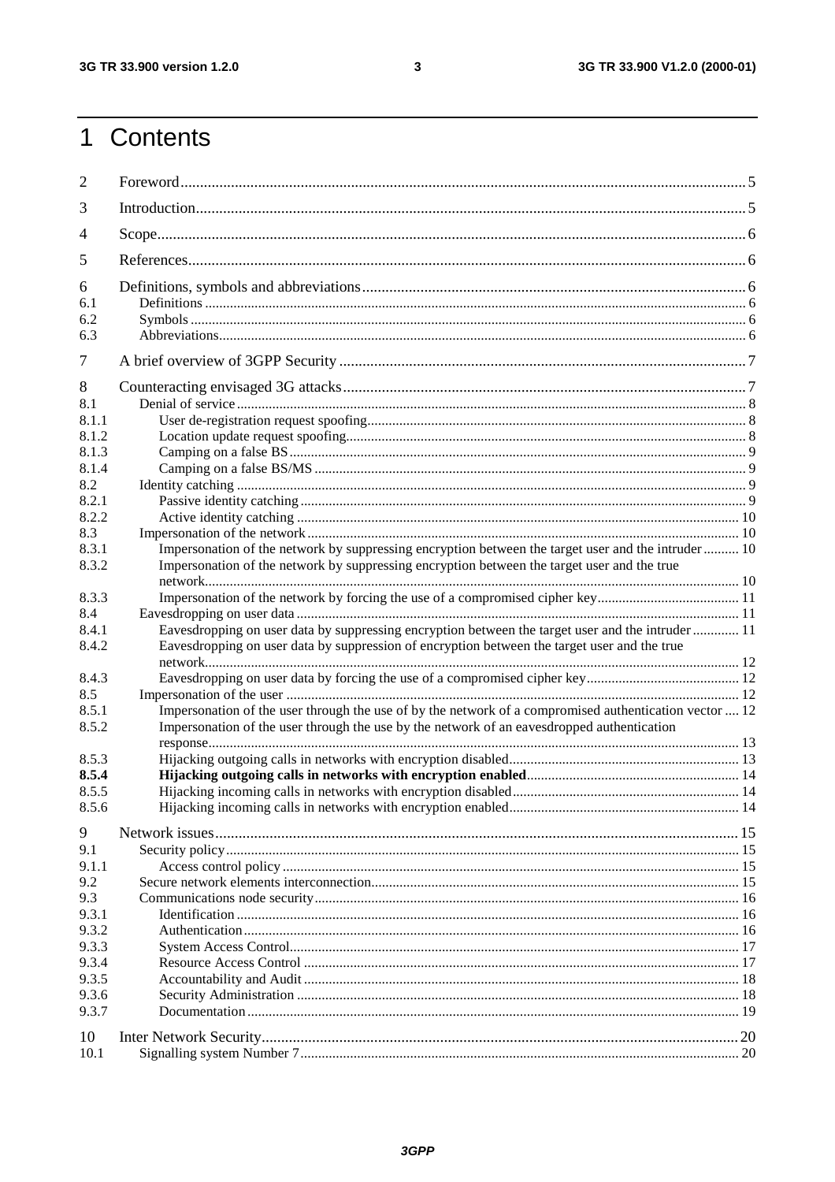# 1 Contents

2 Foreword ..... 5

3 Introduction ..... 5

4 Scope ..... 6

5 References ..... 6

6 Definitions, symbols and abbreviations ..... 6
- 6.1 Definitions ..... 6
- 6.2 Symbols ..... 6
- 6.3 Abbreviations ..... 6

7 A brief overview of 3GPP Security ..... 7

8 Counteracting envisaged 3G attacks ..... 7
- 8.1 Denial of service ..... 8
  - 8.1.1 User de-registration request spoofing ..... 8
  - 8.1.2 Location update request spoofing ..... 8
  - 8.1.3 Camping on a false BS ..... 9
  - 8.1.4 Camping on a false BS/MS ..... 9
- 8.2 Identity catching ..... 9
  - 8.2.1 Passive identity catching ..... 9
  - 8.2.2 Active identity catching ..... 10
- 8.3 Impersonation of the network ..... 10
  - 8.3.1 Impersonation of the network by suppressing encryption between the target user and the intruder ..... 10
  - 8.3.2 Impersonation of the network by suppressing encryption between the target user and the true network ..... 10
  - 8.3.3 Impersonation of the network by forcing the use of a compromised cipher key ..... 11
- 8.4 Eavesdropping on user data ..... 11
  - 8.4.1 Eavesdropping on user data by suppressing encryption between the target user and the intruder ..... 11
  - 8.4.2 Eavesdropping on user data by suppression of encryption between the target user and the true network ..... 12
  - 8.4.3 Eavesdropping on user data by forcing the use of a compromised cipher key ..... 12
- 8.5 Impersonation of the user ..... 12
  - 8.5.1 Impersonation of the user through the use of by the network of a compromised authentication vector ..... 12
  - 8.5.2 Impersonation of the user through the use by the network of an eavesdropped authentication response ..... 13
  - 8.5.3 Hijacking outgoing calls in networks with encryption disabled ..... 13
  - **8.5.4 Hijacking outgoing calls in networks with encryption enabled** ..... 14
  - 8.5.5 Hijacking incoming calls in networks with encryption disabled ..... 14
  - 8.5.6 Hijacking incoming calls in networks with encryption enabled ..... 14

9 Network issues ..... 15
- 9.1 Security policy ..... 15
  - 9.1.1 Access control policy ..... 15
- 9.2 Secure network elements interconnection ..... 15
- 9.3 Communications node security ..... 16
  - 9.3.1 Identification ..... 16
  - 9.3.2 Authentication ..... 16
  - 9.3.3 System Access Control ..... 17
  - 9.3.4 Resource Access Control ..... 17
  - 9.3.5 Accountability and Audit ..... 18
  - 9.3.6 Security Administration ..... 18
  - 9.3.7 Documentation ..... 19

10 Inter Network Security ..... 20
- 10.1 Signalling system Number 7 ..... 20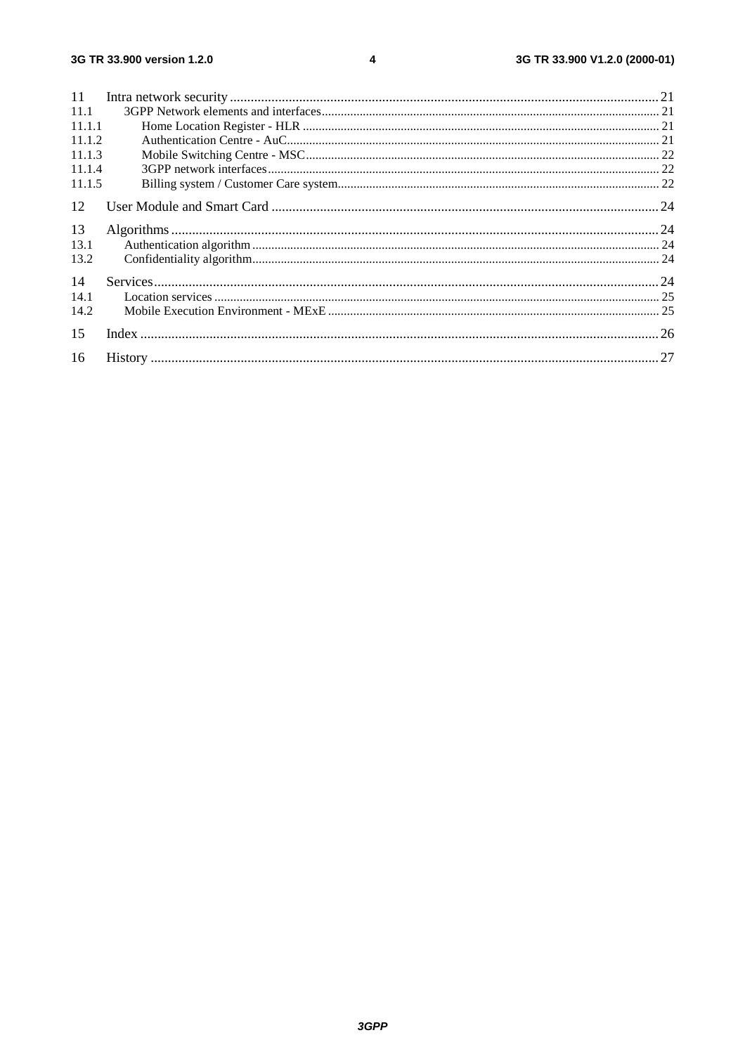11 Intra network security ........................................................................................................................ 21
11.1 3GPP Network elements and interfaces ........................................................................................................ 21
11.1.1 Home Location Register - HLR ................................................................................................................ 21
11.1.2 Authentication Centre - AuC ...................................................................................................................... 21
11.1.3 Mobile Switching Centre - MSC ................................................................................................................ 22
11.1.4 3GPP network interfaces ............................................................................................................................ 22
11.1.5 Billing system / Customer Care system ...................................................................................................... 22

12 User Module and Smart Card ................................................................................................................ 24

13 Algorithms ............................................................................................................................................. 24
13.1 Authentication algorithm ............................................................................................................................... 24
13.2 Confidentiality algorithm ............................................................................................................................... 24

14 Services .................................................................................................................................................. 24
14.1 Location services ............................................................................................................................................ 25
14.2 Mobile Execution Environment - MExE ........................................................................................................ 25

15 Index ...................................................................................................................................................... 26

16 History ................................................................................................................................................... 27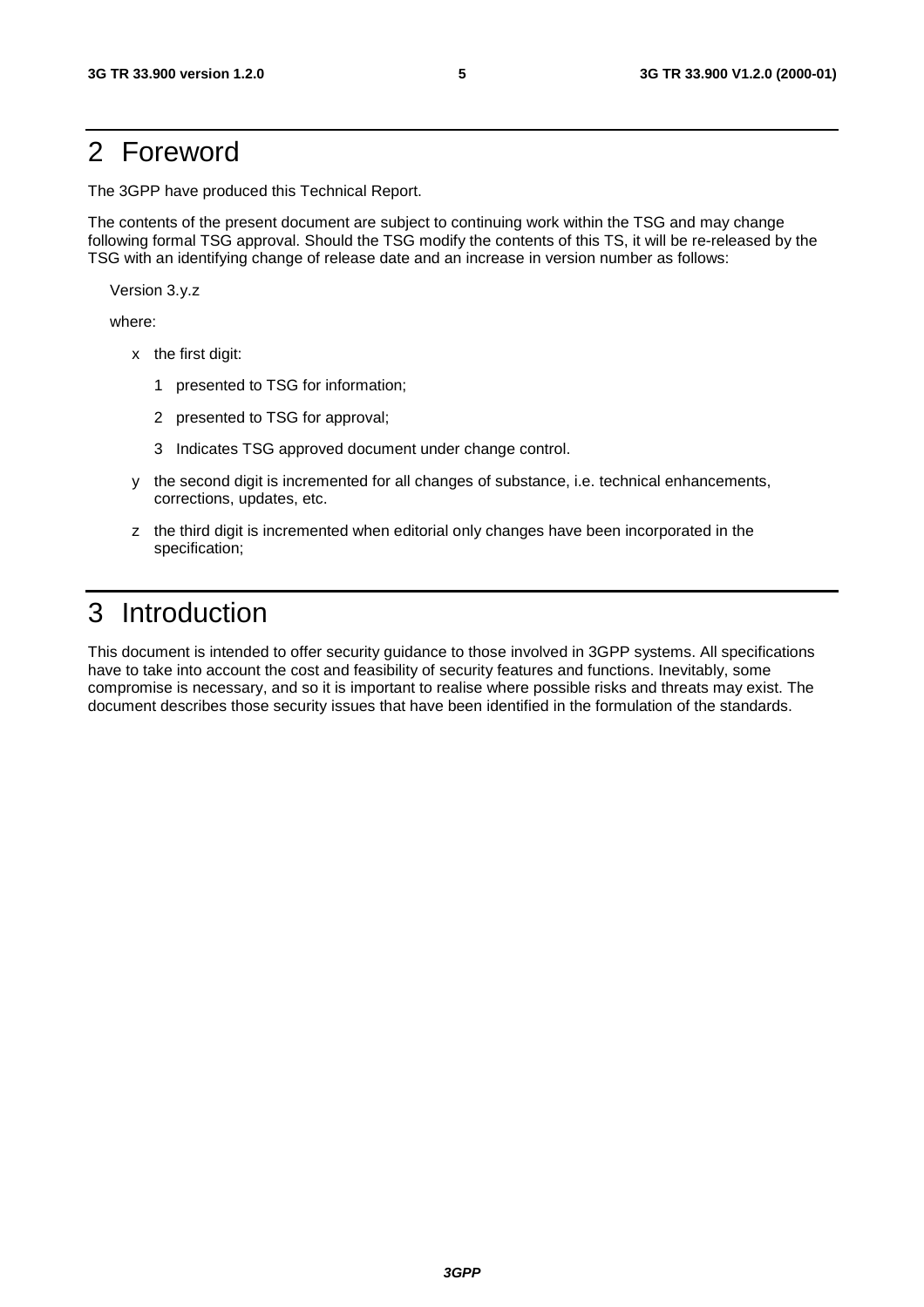# 2 Foreword

The 3GPP have produced this Technical Report.

The contents of the present document are subject to continuing work within the TSG and may change following formal TSG approval. Should the TSG modify the contents of this TS, it will be re-released by the TSG with an identifying change of release date and an increase in version number as follows:

Version 3.y.z

where:

- x the first digit:
  - 1 presented to TSG for information;
  - 2 presented to TSG for approval;
  - 3 Indicates TSG approved document under change control.
- y the second digit is incremented for all changes of substance, i.e. technical enhancements, corrections, updates, etc.
- z the third digit is incremented when editorial only changes have been incorporated in the specification;

# 3 Introduction

This document is intended to offer security guidance to those involved in 3GPP systems. All specifications have to take into account the cost and feasibility of security features and functions. Inevitably, some compromise is necessary, and so it is important to realise where possible risks and threats may exist. The document describes those security issues that have been identified in the formulation of the standards.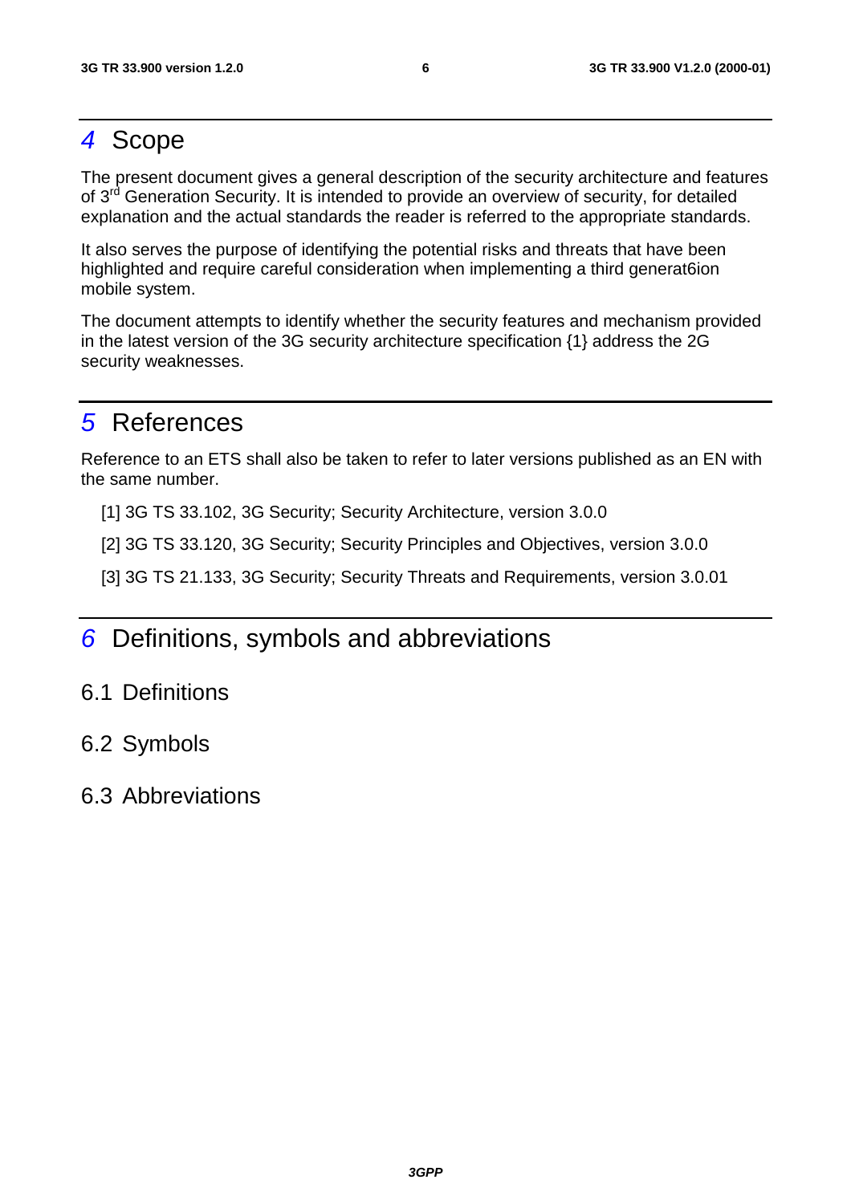# 4 Scope

The present document gives a general description of the security architecture and features of 3[rd] Generation Security. It is intended to provide an overview of security, for detailed explanation and the actual standards the reader is referred to the appropriate standards.

It also serves the purpose of identifying the potential risks and threats that have been highlighted and require careful consideration when implementing a third generat6ion mobile system.

The document attempts to identify whether the security features and mechanism provided in the latest version of the 3G security architecture specification {1} address the 2G security weaknesses.

# 5 References

Reference to an ETS shall also be taken to refer to later versions published as an EN with the same number.

[1] 3G TS 33.102, 3G Security; Security Architecture, version 3.0.0

[2] 3G TS 33.120, 3G Security; Security Principles and Objectives, version 3.0.0

[3] 3G TS 21.133, 3G Security; Security Threats and Requirements, version 3.0.01

# 6 Definitions, symbols and abbreviations

## 6.1 Definitions

## 6.2 Symbols

## 6.3 Abbreviations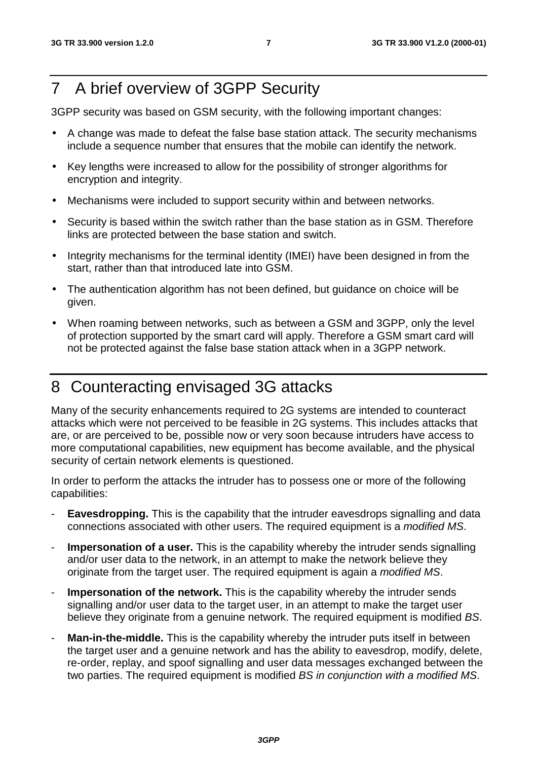# 7 A brief overview of 3GPP Security

3GPP security was based on GSM security, with the following important changes:

- A change was made to defeat the false base station attack. The security mechanisms include a sequence number that ensures that the mobile can identify the network.
- Key lengths were increased to allow for the possibility of stronger algorithms for encryption and integrity.
- Mechanisms were included to support security within and between networks.
- Security is based within the switch rather than the base station as in GSM. Therefore links are protected between the base station and switch.
- Integrity mechanisms for the terminal identity (IMEI) have been designed in from the start, rather than that introduced late into GSM.
- The authentication algorithm has not been defined, but guidance on choice will be given.
- When roaming between networks, such as between a GSM and 3GPP, only the level of protection supported by the smart card will apply. Therefore a GSM smart card will not be protected against the false base station attack when in a 3GPP network.

# 8 Counteracting envisaged 3G attacks

Many of the security enhancements required to 2G systems are intended to counteract attacks which were not perceived to be feasible in 2G systems. This includes attacks that are, or are perceived to be, possible now or very soon because intruders have access to more computational capabilities, new equipment has become available, and the physical security of certain network elements is questioned.

In order to perform the attacks the intruder has to possess one or more of the following capabilities:

- **Eavesdropping.** This is the capability that the intruder eavesdrops signalling and data connections associated with other users. The required equipment is a *modified MS*.
- **Impersonation of a user.** This is the capability whereby the intruder sends signalling and/or user data to the network, in an attempt to make the network believe they originate from the target user. The required equipment is again a *modified MS*.
- **Impersonation of the network.** This is the capability whereby the intruder sends signalling and/or user data to the target user, in an attempt to make the target user believe they originate from a genuine network. The required equipment is modified *BS*.
- **Man-in-the-middle.** This is the capability whereby the intruder puts itself in between the target user and a genuine network and has the ability to eavesdrop, modify, delete, re-order, replay, and spoof signalling and user data messages exchanged between the two parties. The required equipment is modified *BS in conjunction with a modified MS*.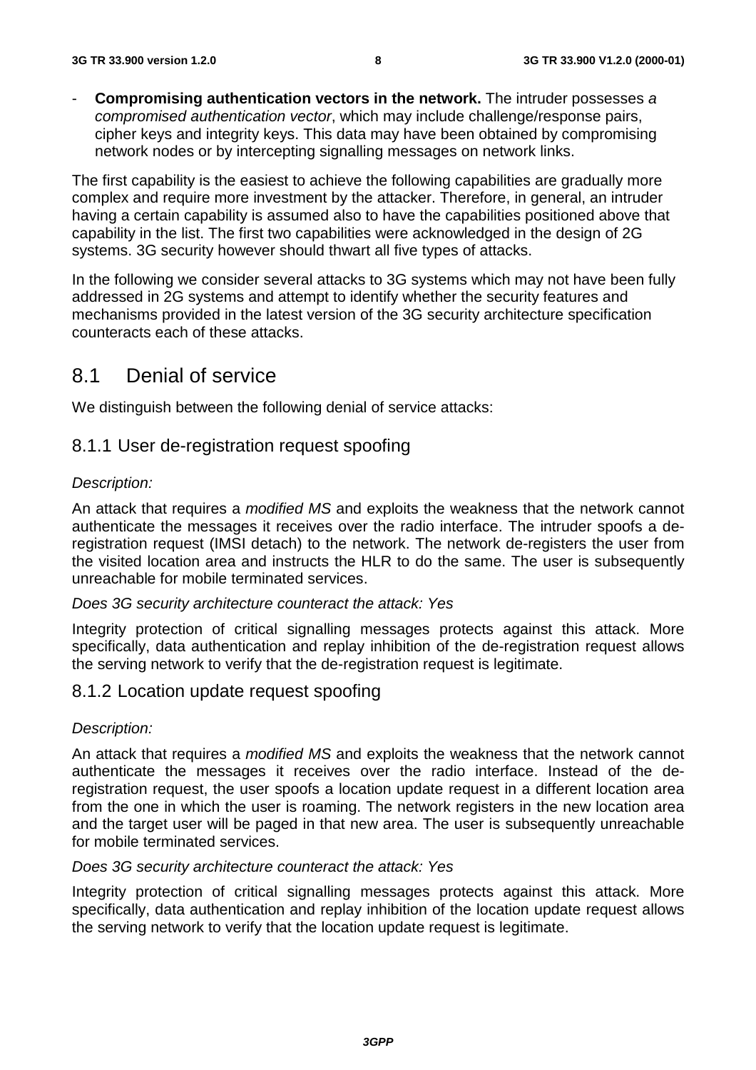- **Compromising authentication vectors in the network.** The intruder possesses *a compromised authentication vector*, which may include challenge/response pairs, cipher keys and integrity keys. This data may have been obtained by compromising network nodes or by intercepting signalling messages on network links.

The first capability is the easiest to achieve the following capabilities are gradually more complex and require more investment by the attacker. Therefore, in general, an intruder having a certain capability is assumed also to have the capabilities positioned above that capability in the list. The first two capabilities were acknowledged in the design of 2G systems. 3G security however should thwart all five types of attacks.

In the following we consider several attacks to 3G systems which may not have been fully addressed in 2G systems and attempt to identify whether the security features and mechanisms provided in the latest version of the 3G security architecture specification counteracts each of these attacks.

## 8.1 Denial of service

We distinguish between the following denial of service attacks:

### 8.1.1 User de-registration request spoofing

*Description:*

An attack that requires a *modified MS* and exploits the weakness that the network cannot authenticate the messages it receives over the radio interface. The intruder spoofs a de-registration request (IMSI detach) to the network. The network de-registers the user from the visited location area and instructs the HLR to do the same. The user is subsequently unreachable for mobile terminated services.

*Does 3G security architecture counteract the attack: Yes*

Integrity protection of critical signalling messages protects against this attack. More specifically, data authentication and replay inhibition of the de-registration request allows the serving network to verify that the de-registration request is legitimate.

### 8.1.2 Location update request spoofing

*Description:*

An attack that requires a *modified MS* and exploits the weakness that the network cannot authenticate the messages it receives over the radio interface. Instead of the de-registration request, the user spoofs a location update request in a different location area from the one in which the user is roaming. The network registers in the new location area and the target user will be paged in that new area. The user is subsequently unreachable for mobile terminated services.

*Does 3G security architecture counteract the attack: Yes*

Integrity protection of critical signalling messages protects against this attack. More specifically, data authentication and replay inhibition of the location update request allows the serving network to verify that the location update request is legitimate.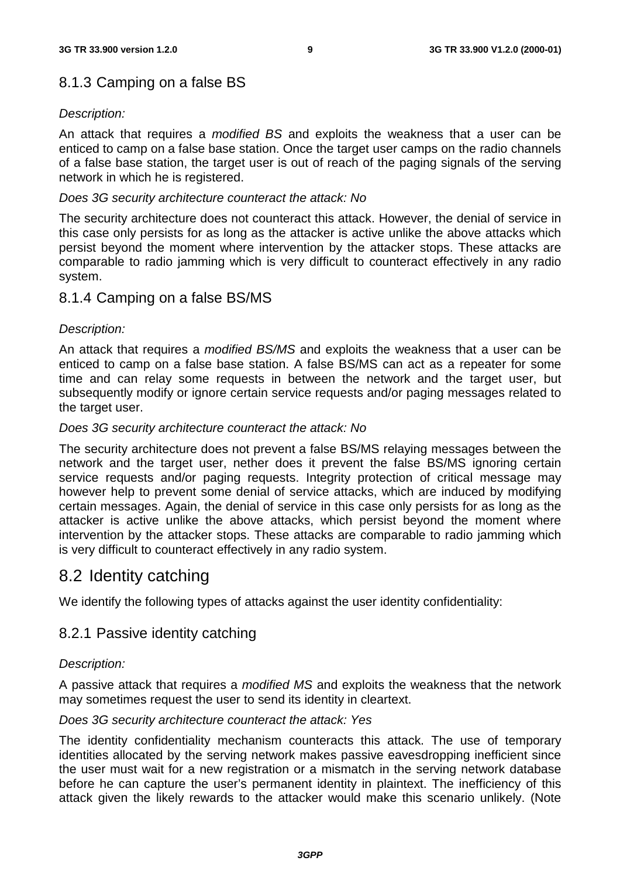### 8.1.3 Camping on a false BS

*Description:*

An attack that requires a *modified BS* and exploits the weakness that a user can be enticed to camp on a false base station. Once the target user camps on the radio channels of a false base station, the target user is out of reach of the paging signals of the serving network in which he is registered.

*Does 3G security architecture counteract the attack: No*

The security architecture does not counteract this attack. However, the denial of service in this case only persists for as long as the attacker is active unlike the above attacks which persist beyond the moment where intervention by the attacker stops. These attacks are comparable to radio jamming which is very difficult to counteract effectively in any radio system.

### 8.1.4 Camping on a false BS/MS

*Description:*

An attack that requires a *modified BS/MS* and exploits the weakness that a user can be enticed to camp on a false base station. A false BS/MS can act as a repeater for some time and can relay some requests in between the network and the target user, but subsequently modify or ignore certain service requests and/or paging messages related to the target user.

*Does 3G security architecture counteract the attack: No*

The security architecture does not prevent a false BS/MS relaying messages between the network and the target user, nether does it prevent the false BS/MS ignoring certain service requests and/or paging requests. Integrity protection of critical message may however help to prevent some denial of service attacks, which are induced by modifying certain messages. Again, the denial of service in this case only persists for as long as the attacker is active unlike the above attacks, which persist beyond the moment where intervention by the attacker stops. These attacks are comparable to radio jamming which is very difficult to counteract effectively in any radio system.

## 8.2 Identity catching

We identify the following types of attacks against the user identity confidentiality:

### 8.2.1 Passive identity catching

*Description:*

A passive attack that requires a *modified MS* and exploits the weakness that the network may sometimes request the user to send its identity in cleartext.

*Does 3G security architecture counteract the attack: Yes*

The identity confidentiality mechanism counteracts this attack. The use of temporary identities allocated by the serving network makes passive eavesdropping inefficient since the user must wait for a new registration or a mismatch in the serving network database before he can capture the user's permanent identity in plaintext. The inefficiency of this attack given the likely rewards to the attacker would make this scenario unlikely. (Note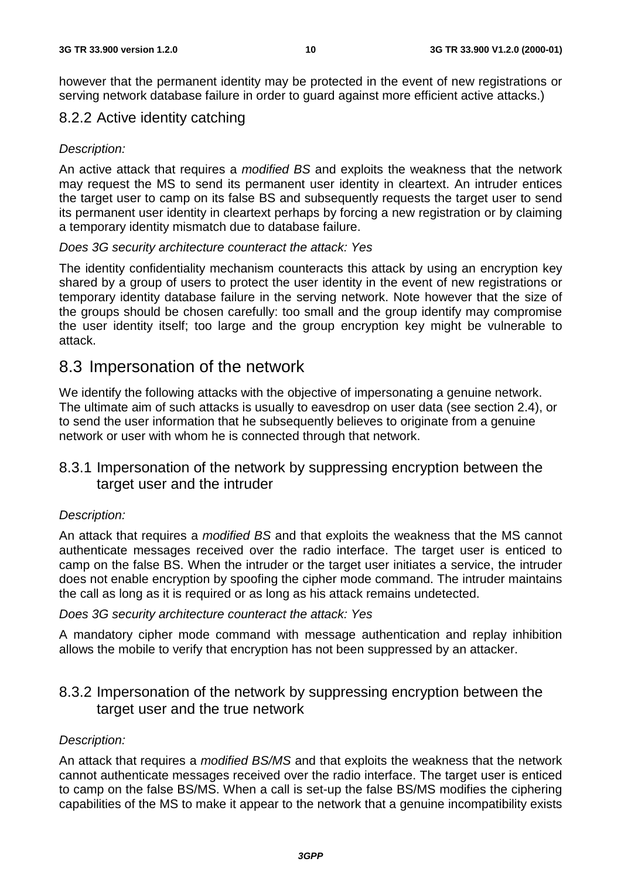however that the permanent identity may be protected in the event of new registrations or serving network database failure in order to guard against more efficient active attacks.)

### 8.2.2 Active identity catching

*Description:*

An active attack that requires a *modified BS* and exploits the weakness that the network may request the MS to send its permanent user identity in cleartext. An intruder entices the target user to camp on its false BS and subsequently requests the target user to send its permanent user identity in cleartext perhaps by forcing a new registration or by claiming a temporary identity mismatch due to database failure.

*Does 3G security architecture counteract the attack: Yes*

The identity confidentiality mechanism counteracts this attack by using an encryption key shared by a group of users to protect the user identity in the event of new registrations or temporary identity database failure in the serving network. Note however that the size of the groups should be chosen carefully: too small and the group identify may compromise the user identity itself; too large and the group encryption key might be vulnerable to attack.

## 8.3 Impersonation of the network

We identify the following attacks with the objective of impersonating a genuine network. The ultimate aim of such attacks is usually to eavesdrop on user data (see section 2.4), or to send the user information that he subsequently believes to originate from a genuine network or user with whom he is connected through that network.

### 8.3.1 Impersonation of the network by suppressing encryption between the target user and the intruder

*Description:*

An attack that requires a *modified BS* and that exploits the weakness that the MS cannot authenticate messages received over the radio interface. The target user is enticed to camp on the false BS. When the intruder or the target user initiates a service, the intruder does not enable encryption by spoofing the cipher mode command. The intruder maintains the call as long as it is required or as long as his attack remains undetected.

*Does 3G security architecture counteract the attack: Yes*

A mandatory cipher mode command with message authentication and replay inhibition allows the mobile to verify that encryption has not been suppressed by an attacker.

### 8.3.2 Impersonation of the network by suppressing encryption between the target user and the true network

*Description:*

An attack that requires a *modified BS/MS* and that exploits the weakness that the network cannot authenticate messages received over the radio interface. The target user is enticed to camp on the false BS/MS. When a call is set-up the false BS/MS modifies the ciphering capabilities of the MS to make it appear to the network that a genuine incompatibility exists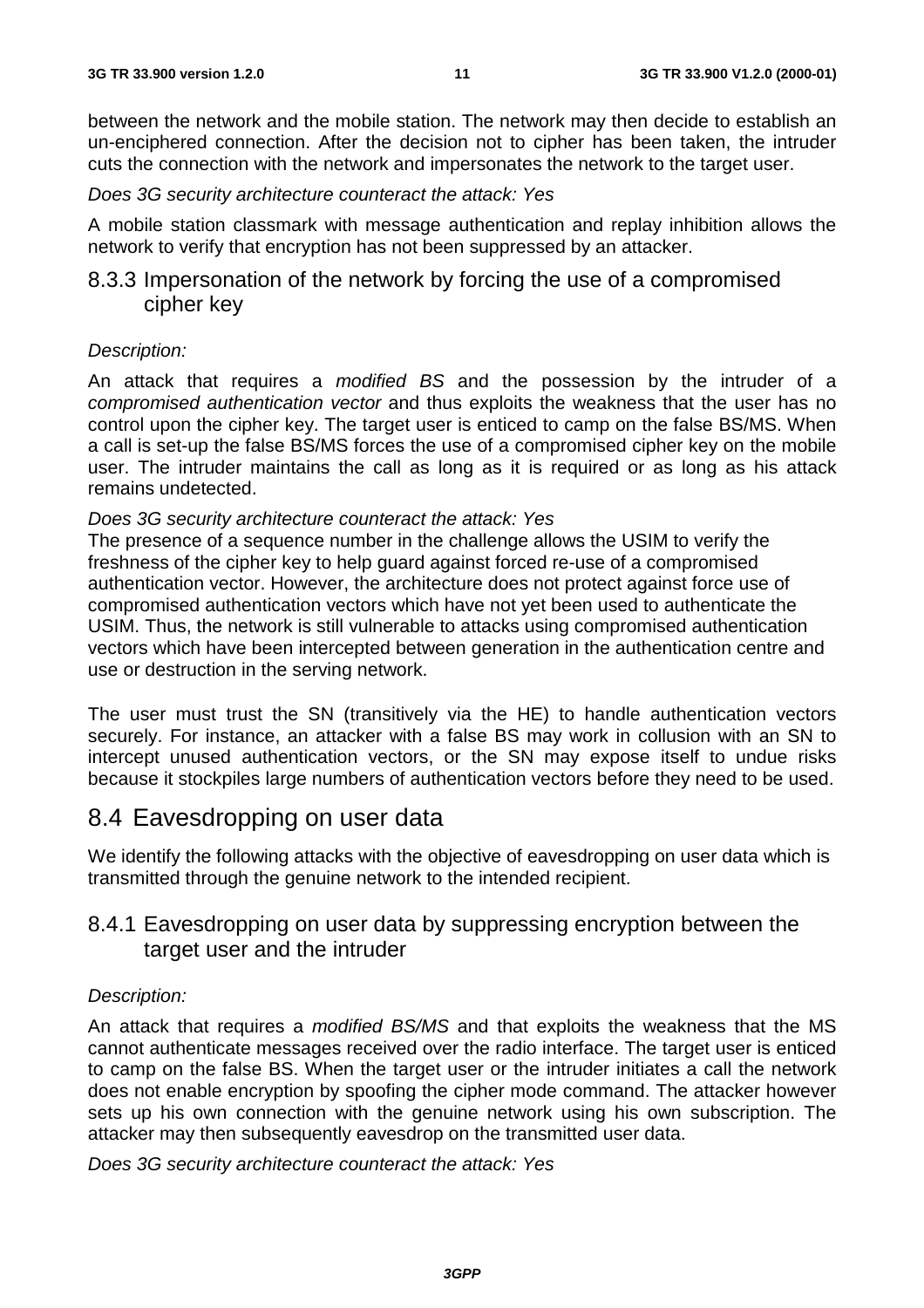between the network and the mobile station. The network may then decide to establish an un-enciphered connection. After the decision not to cipher has been taken, the intruder cuts the connection with the network and impersonates the network to the target user.

*Does 3G security architecture counteract the attack: Yes*

A mobile station classmark with message authentication and replay inhibition allows the network to verify that encryption has not been suppressed by an attacker.

### 8.3.3 Impersonation of the network by forcing the use of a compromised cipher key

*Description:*

An attack that requires a *modified BS* and the possession by the intruder of a *compromised authentication vector* and thus exploits the weakness that the user has no control upon the cipher key. The target user is enticed to camp on the false BS/MS. When a call is set-up the false BS/MS forces the use of a compromised cipher key on the mobile user. The intruder maintains the call as long as it is required or as long as his attack remains undetected.

*Does 3G security architecture counteract the attack: Yes*

The presence of a sequence number in the challenge allows the USIM to verify the freshness of the cipher key to help guard against forced re-use of a compromised authentication vector. However, the architecture does not protect against force use of compromised authentication vectors which have not yet been used to authenticate the USIM. Thus, the network is still vulnerable to attacks using compromised authentication vectors which have been intercepted between generation in the authentication centre and use or destruction in the serving network.

The user must trust the SN (transitively via the HE) to handle authentication vectors securely. For instance, an attacker with a false BS may work in collusion with an SN to intercept unused authentication vectors, or the SN may expose itself to undue risks because it stockpiles large numbers of authentication vectors before they need to be used.

## 8.4 Eavesdropping on user data

We identify the following attacks with the objective of eavesdropping on user data which is transmitted through the genuine network to the intended recipient.

### 8.4.1 Eavesdropping on user data by suppressing encryption between the target user and the intruder

*Description:*

An attack that requires a *modified BS/MS* and that exploits the weakness that the MS cannot authenticate messages received over the radio interface. The target user is enticed to camp on the false BS. When the target user or the intruder initiates a call the network does not enable encryption by spoofing the cipher mode command. The attacker however sets up his own connection with the genuine network using his own subscription. The attacker may then subsequently eavesdrop on the transmitted user data.

*Does 3G security architecture counteract the attack: Yes*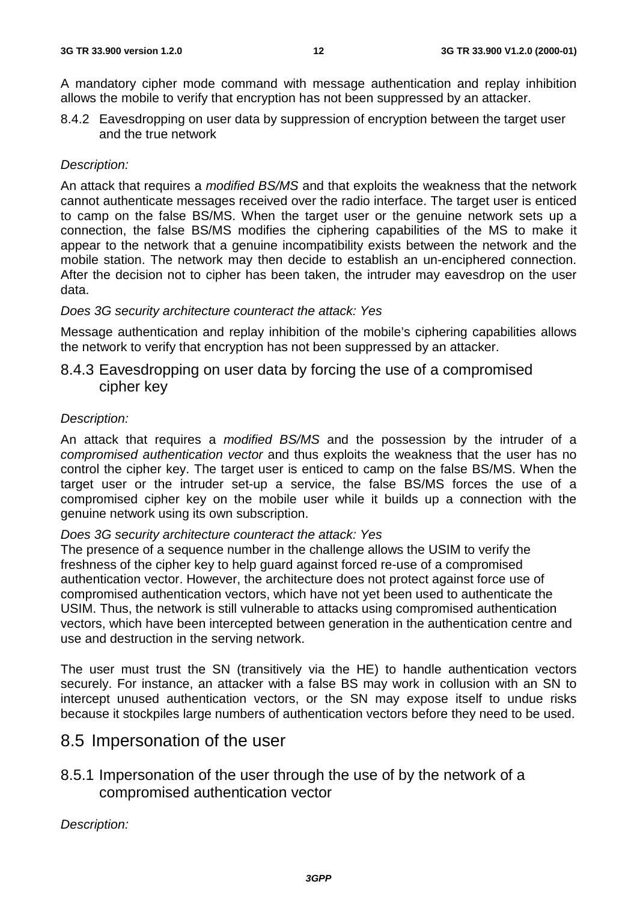A mandatory cipher mode command with message authentication and replay inhibition allows the mobile to verify that encryption has not been suppressed by an attacker.

### 8.4.2 Eavesdropping on user data by suppression of encryption between the target user and the true network

*Description:*

An attack that requires a *modified BS/MS* and that exploits the weakness that the network cannot authenticate messages received over the radio interface. The target user is enticed to camp on the false BS/MS. When the target user or the genuine network sets up a connection, the false BS/MS modifies the ciphering capabilities of the MS to make it appear to the network that a genuine incompatibility exists between the network and the mobile station. The network may then decide to establish an un-enciphered connection. After the decision not to cipher has been taken, the intruder may eavesdrop on the user data.

*Does 3G security architecture counteract the attack: Yes*

Message authentication and replay inhibition of the mobile's ciphering capabilities allows the network to verify that encryption has not been suppressed by an attacker.

### 8.4.3 Eavesdropping on user data by forcing the use of a compromised cipher key

*Description:*

An attack that requires a *modified BS/MS* and the possession by the intruder of a *compromised authentication vector* and thus exploits the weakness that the user has no control the cipher key. The target user is enticed to camp on the false BS/MS. When the target user or the intruder set-up a service, the false BS/MS forces the use of a compromised cipher key on the mobile user while it builds up a connection with the genuine network using its own subscription.

*Does 3G security architecture counteract the attack: Yes*

The presence of a sequence number in the challenge allows the USIM to verify the freshness of the cipher key to help guard against forced re-use of a compromised authentication vector. However, the architecture does not protect against force use of compromised authentication vectors, which have not yet been used to authenticate the USIM. Thus, the network is still vulnerable to attacks using compromised authentication vectors, which have been intercepted between generation in the authentication centre and use and destruction in the serving network.

The user must trust the SN (transitively via the HE) to handle authentication vectors securely. For instance, an attacker with a false BS may work in collusion with an SN to intercept unused authentication vectors, or the SN may expose itself to undue risks because it stockpiles large numbers of authentication vectors before they need to be used.

## 8.5 Impersonation of the user

### 8.5.1 Impersonation of the user through the use of by the network of a compromised authentication vector

*Description:*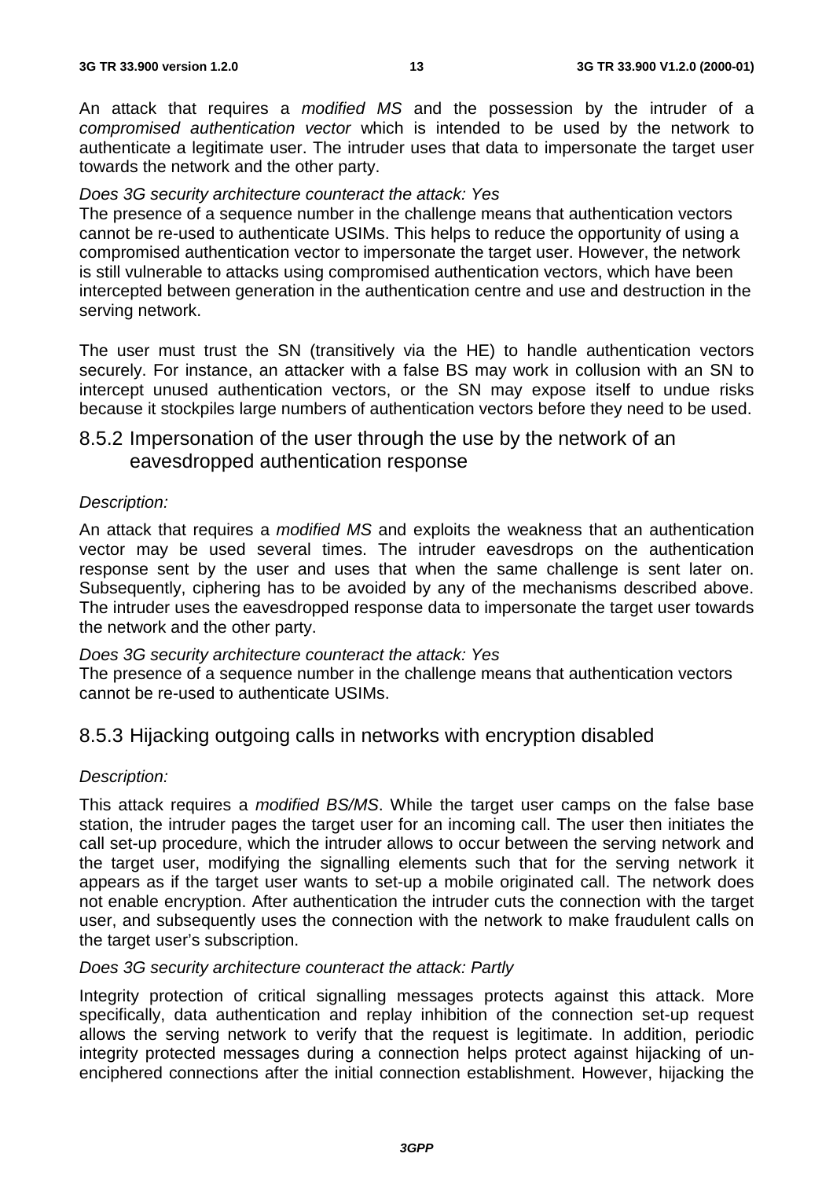An attack that requires a *modified MS* and the possession by the intruder of a *compromised authentication vector* which is intended to be used by the network to authenticate a legitimate user. The intruder uses that data to impersonate the target user towards the network and the other party.

*Does 3G security architecture counteract the attack: Yes*

The presence of a sequence number in the challenge means that authentication vectors cannot be re-used to authenticate USIMs. This helps to reduce the opportunity of using a compromised authentication vector to impersonate the target user. However, the network is still vulnerable to attacks using compromised authentication vectors, which have been intercepted between generation in the authentication centre and use and destruction in the serving network.

The user must trust the SN (transitively via the HE) to handle authentication vectors securely. For instance, an attacker with a false BS may work in collusion with an SN to intercept unused authentication vectors, or the SN may expose itself to undue risks because it stockpiles large numbers of authentication vectors before they need to be used.

### 8.5.2 Impersonation of the user through the use by the network of an eavesdropped authentication response

*Description:*

An attack that requires a *modified MS* and exploits the weakness that an authentication vector may be used several times. The intruder eavesdrops on the authentication response sent by the user and uses that when the same challenge is sent later on. Subsequently, ciphering has to be avoided by any of the mechanisms described above. The intruder uses the eavesdropped response data to impersonate the target user towards the network and the other party.

*Does 3G security architecture counteract the attack: Yes*

The presence of a sequence number in the challenge means that authentication vectors cannot be re-used to authenticate USIMs.

### 8.5.3 Hijacking outgoing calls in networks with encryption disabled

*Description:*

This attack requires a *modified BS/MS*. While the target user camps on the false base station, the intruder pages the target user for an incoming call. The user then initiates the call set-up procedure, which the intruder allows to occur between the serving network and the target user, modifying the signalling elements such that for the serving network it appears as if the target user wants to set-up a mobile originated call. The network does not enable encryption. After authentication the intruder cuts the connection with the target user, and subsequently uses the connection with the network to make fraudulent calls on the target user's subscription.

*Does 3G security architecture counteract the attack: Partly*

Integrity protection of critical signalling messages protects against this attack. More specifically, data authentication and replay inhibition of the connection set-up request allows the serving network to verify that the request is legitimate. In addition, periodic integrity protected messages during a connection helps protect against hijacking of un-enciphered connections after the initial connection establishment. However, hijacking the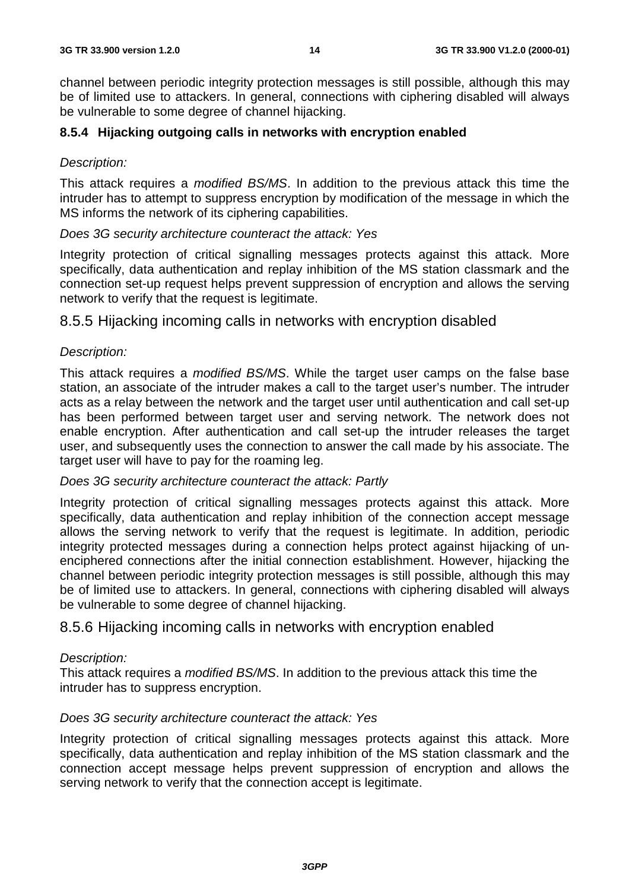channel between periodic integrity protection messages is still possible, although this may be of limited use to attackers. In general, connections with ciphering disabled will always be vulnerable to some degree of channel hijacking.

### 8.5.4 Hijacking outgoing calls in networks with encryption enabled

*Description:*

This attack requires a *modified BS/MS*. In addition to the previous attack this time the intruder has to attempt to suppress encryption by modification of the message in which the MS informs the network of its ciphering capabilities.

*Does 3G security architecture counteract the attack: Yes*

Integrity protection of critical signalling messages protects against this attack. More specifically, data authentication and replay inhibition of the MS station classmark and the connection set-up request helps prevent suppression of encryption and allows the serving network to verify that the request is legitimate.

### 8.5.5 Hijacking incoming calls in networks with encryption disabled

*Description:*

This attack requires a *modified BS/MS*. While the target user camps on the false base station, an associate of the intruder makes a call to the target user's number. The intruder acts as a relay between the network and the target user until authentication and call set-up has been performed between target user and serving network. The network does not enable encryption. After authentication and call set-up the intruder releases the target user, and subsequently uses the connection to answer the call made by his associate. The target user will have to pay for the roaming leg.

*Does 3G security architecture counteract the attack: Partly*

Integrity protection of critical signalling messages protects against this attack. More specifically, data authentication and replay inhibition of the connection accept message allows the serving network to verify that the request is legitimate. In addition, periodic integrity protected messages during a connection helps protect against hijacking of un-enciphered connections after the initial connection establishment. However, hijacking the channel between periodic integrity protection messages is still possible, although this may be of limited use to attackers. In general, connections with ciphering disabled will always be vulnerable to some degree of channel hijacking.

### 8.5.6 Hijacking incoming calls in networks with encryption enabled

*Description:*
This attack requires a *modified BS/MS*. In addition to the previous attack this time the intruder has to suppress encryption.

*Does 3G security architecture counteract the attack: Yes*

Integrity protection of critical signalling messages protects against this attack. More specifically, data authentication and replay inhibition of the MS station classmark and the connection accept message helps prevent suppression of encryption and allows the serving network to verify that the connection accept is legitimate.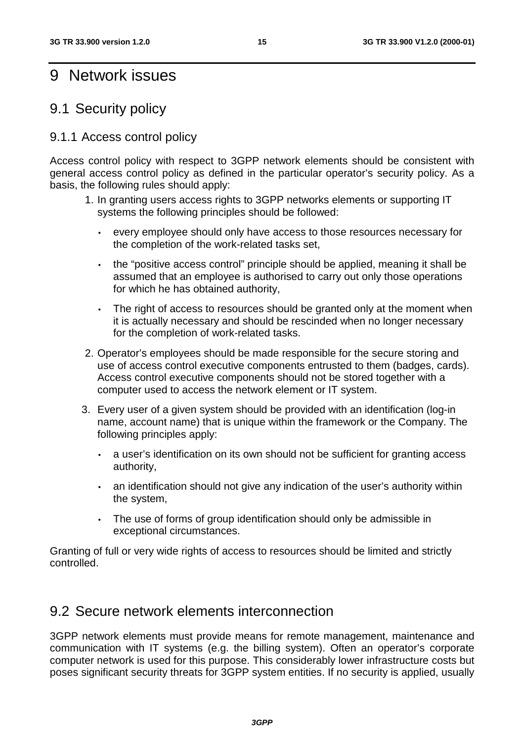# 9 Network issues

## 9.1 Security policy

### 9.1.1 Access control policy

Access control policy with respect to 3GPP network elements should be consistent with general access control policy as defined in the particular operator's security policy. As a basis, the following rules should apply:

1. In granting users access rights to 3GPP networks elements or supporting IT systems the following principles should be followed:
   - every employee should only have access to those resources necessary for the completion of the work-related tasks set,
   - the "positive access control" principle should be applied, meaning it shall be assumed that an employee is authorised to carry out only those operations for which he has obtained authority,
   - The right of access to resources should be granted only at the moment when it is actually necessary and should be rescinded when no longer necessary for the completion of work-related tasks.
2. Operator's employees should be made responsible for the secure storing and use of access control executive components entrusted to them (badges, cards). Access control executive components should not be stored together with a computer used to access the network element or IT system.
3. Every user of a given system should be provided with an identification (log-in name, account name) that is unique within the framework or the Company. The following principles apply:
   - a user's identification on its own should not be sufficient for granting access authority,
   - an identification should not give any indication of the user's authority within the system,
   - The use of forms of group identification should only be admissible in exceptional circumstances.

Granting of full or very wide rights of access to resources should be limited and strictly controlled.

## 9.2 Secure network elements interconnection

3GPP network elements must provide means for remote management, maintenance and communication with IT systems (e.g. the billing system). Often an operator's corporate computer network is used for this purpose. This considerably lower infrastructure costs but poses significant security threats for 3GPP system entities. If no security is applied, usually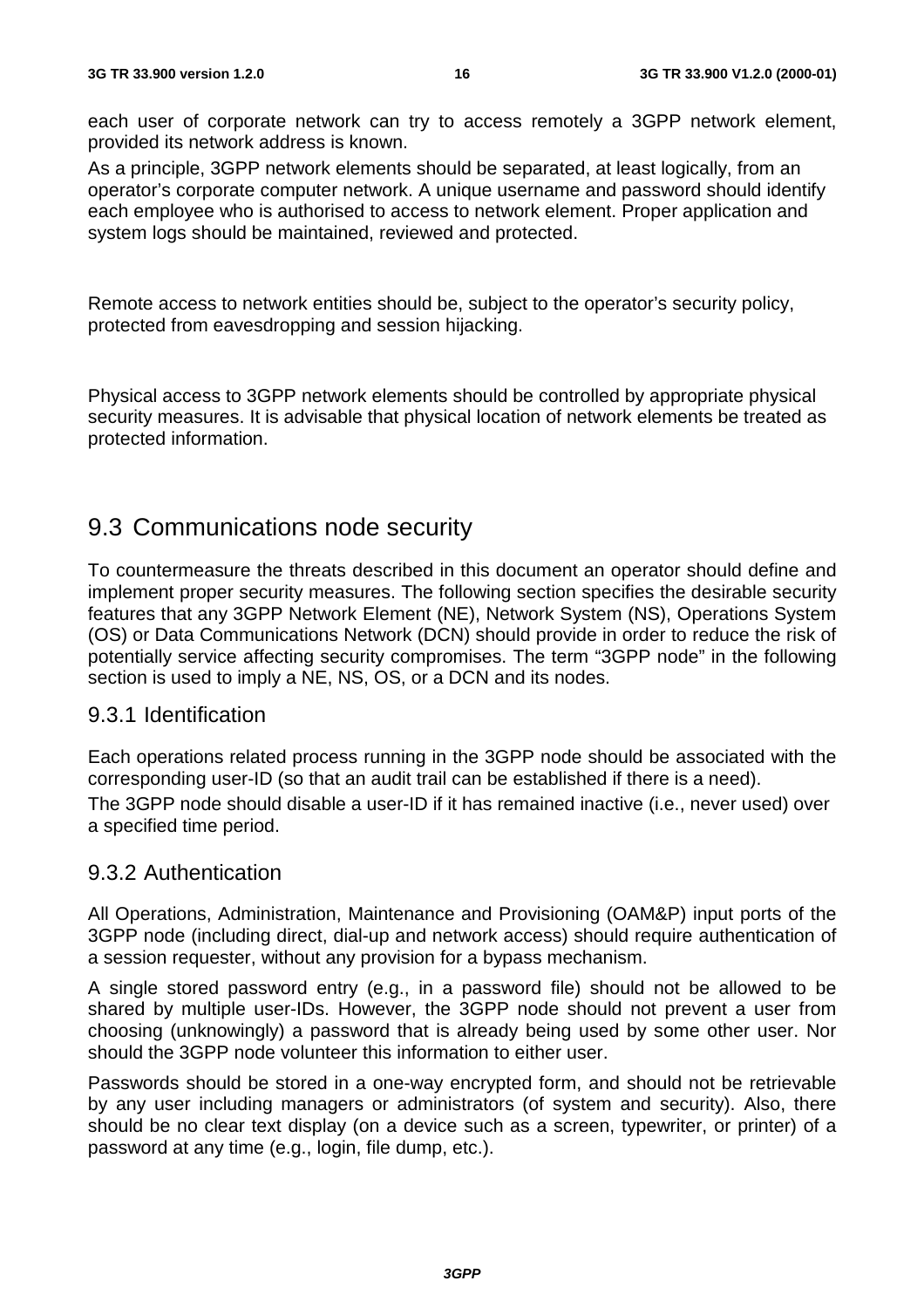each user of corporate network can try to access remotely a 3GPP network element, provided its network address is known.

As a principle, 3GPP network elements should be separated, at least logically, from an operator’s corporate computer network. A unique username and password should identify each employee who is authorised to access to network element. Proper application and system logs should be maintained, reviewed and protected.

Remote access to network entities should be, subject to the operator’s security policy, protected from eavesdropping and session hijacking.

Physical access to 3GPP network elements should be controlled by appropriate physical security measures. It is advisable that physical location of network elements be treated as protected information.

## 9.3 Communications node security

To countermeasure the threats described in this document an operator should define and implement proper security measures. The following section specifies the desirable security features that any 3GPP Network Element (NE), Network System (NS), Operations System (OS) or Data Communications Network (DCN) should provide in order to reduce the risk of potentially service affecting security compromises. The term “3GPP node” in the following section is used to imply a NE, NS, OS, or a DCN and its nodes.

### 9.3.1 Identification

Each operations related process running in the 3GPP node should be associated with the corresponding user-ID (so that an audit trail can be established if there is a need).

The 3GPP node should disable a user-ID if it has remained inactive (i.e., never used) over a specified time period.

### 9.3.2 Authentication

All Operations, Administration, Maintenance and Provisioning (OAM&P) input ports of the 3GPP node (including direct, dial-up and network access) should require authentication of a session requester, without any provision for a bypass mechanism.

A single stored password entry (e.g., in a password file) should not be allowed to be shared by multiple user-IDs. However, the 3GPP node should not prevent a user from choosing (unknowingly) a password that is already being used by some other user. Nor should the 3GPP node volunteer this information to either user.

Passwords should be stored in a one-way encrypted form, and should not be retrievable by any user including managers or administrators (of system and security). Also, there should be no clear text display (on a device such as a screen, typewriter, or printer) of a password at any time (e.g., login, file dump, etc.).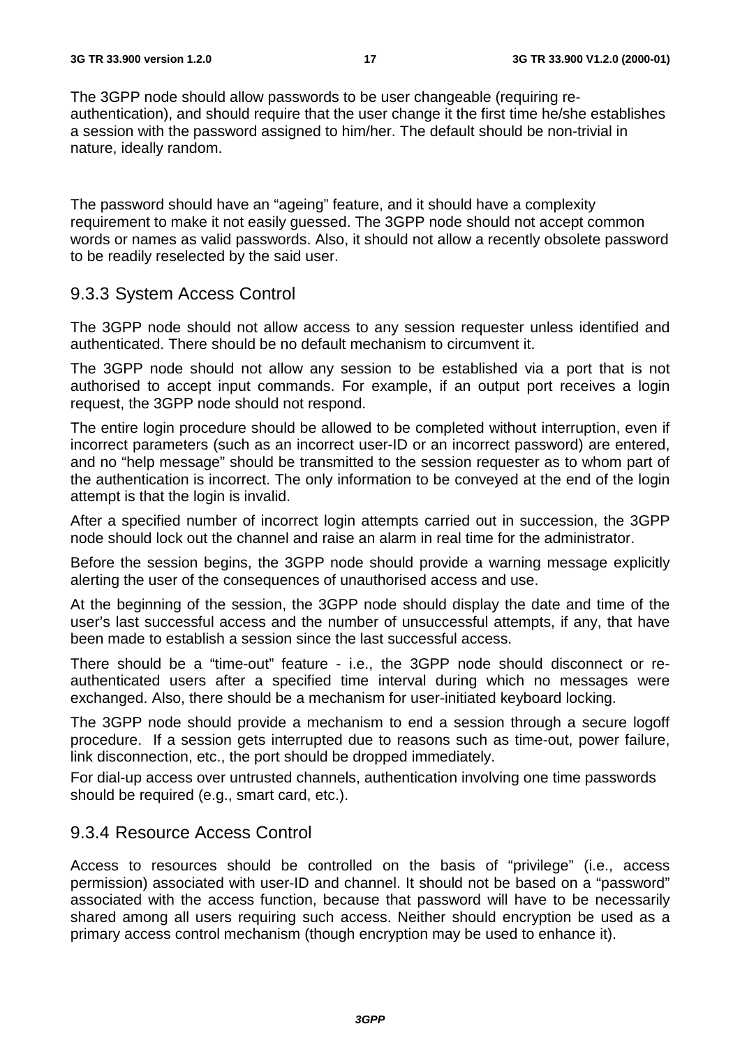The 3GPP node should allow passwords to be user changeable (requiring re-authentication), and should require that the user change it the first time he/she establishes a session with the password assigned to him/her. The default should be non-trivial in nature, ideally random.

The password should have an "ageing" feature, and it should have a complexity requirement to make it not easily guessed. The 3GPP node should not accept common words or names as valid passwords. Also, it should not allow a recently obsolete password to be readily reselected by the said user.

### 9.3.3 System Access Control

The 3GPP node should not allow access to any session requester unless identified and authenticated. There should be no default mechanism to circumvent it.

The 3GPP node should not allow any session to be established via a port that is not authorised to accept input commands. For example, if an output port receives a login request, the 3GPP node should not respond.

The entire login procedure should be allowed to be completed without interruption, even if incorrect parameters (such as an incorrect user-ID or an incorrect password) are entered, and no "help message" should be transmitted to the session requester as to whom part of the authentication is incorrect. The only information to be conveyed at the end of the login attempt is that the login is invalid.

After a specified number of incorrect login attempts carried out in succession, the 3GPP node should lock out the channel and raise an alarm in real time for the administrator.

Before the session begins, the 3GPP node should provide a warning message explicitly alerting the user of the consequences of unauthorised access and use.

At the beginning of the session, the 3GPP node should display the date and time of the user's last successful access and the number of unsuccessful attempts, if any, that have been made to establish a session since the last successful access.

There should be a "time-out" feature - i.e., the 3GPP node should disconnect or re-authenticated users after a specified time interval during which no messages were exchanged. Also, there should be a mechanism for user-initiated keyboard locking.

The 3GPP node should provide a mechanism to end a session through a secure logoff procedure. If a session gets interrupted due to reasons such as time-out, power failure, link disconnection, etc., the port should be dropped immediately.

For dial-up access over untrusted channels, authentication involving one time passwords should be required (e.g., smart card, etc.).

### 9.3.4 Resource Access Control

Access to resources should be controlled on the basis of "privilege" (i.e., access permission) associated with user-ID and channel. It should not be based on a "password" associated with the access function, because that password will have to be necessarily shared among all users requiring such access. Neither should encryption be used as a primary access control mechanism (though encryption may be used to enhance it).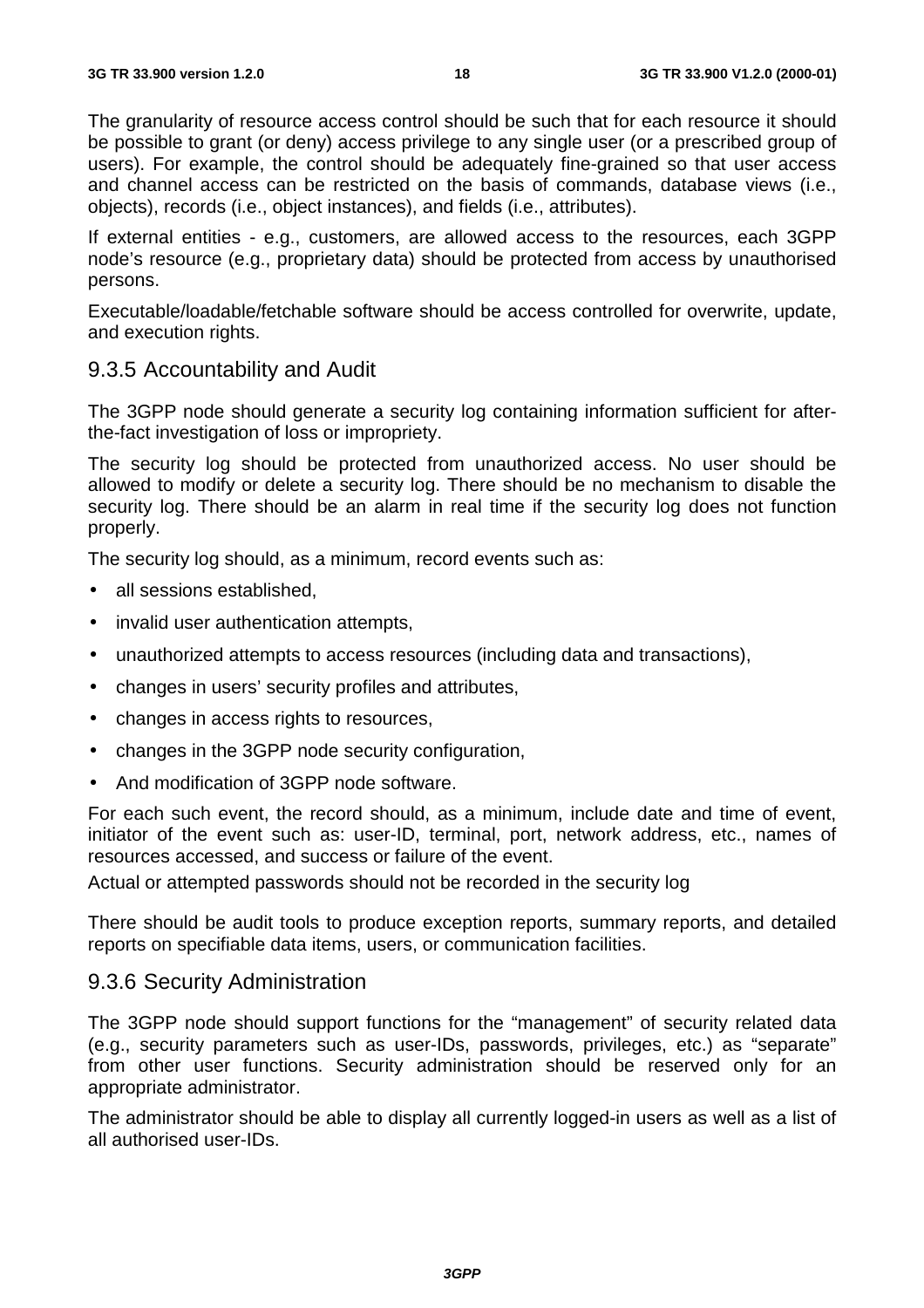The granularity of resource access control should be such that for each resource it should be possible to grant (or deny) access privilege to any single user (or a prescribed group of users). For example, the control should be adequately fine-grained so that user access and channel access can be restricted on the basis of commands, database views (i.e., objects), records (i.e., object instances), and fields (i.e., attributes).

If external entities - e.g., customers, are allowed access to the resources, each 3GPP node's resource (e.g., proprietary data) should be protected from access by unauthorised persons.

Executable/loadable/fetchable software should be access controlled for overwrite, update, and execution rights.

### 9.3.5 Accountability and Audit

The 3GPP node should generate a security log containing information sufficient for after-the-fact investigation of loss or impropriety.

The security log should be protected from unauthorized access. No user should be allowed to modify or delete a security log. There should be no mechanism to disable the security log. There should be an alarm in real time if the security log does not function properly.

The security log should, as a minimum, record events such as:

- all sessions established,
- invalid user authentication attempts,
- unauthorized attempts to access resources (including data and transactions),
- changes in users' security profiles and attributes,
- changes in access rights to resources,
- changes in the 3GPP node security configuration,
- And modification of 3GPP node software.

For each such event, the record should, as a minimum, include date and time of event, initiator of the event such as: user-ID, terminal, port, network address, etc., names of resources accessed, and success or failure of the event.

Actual or attempted passwords should not be recorded in the security log

There should be audit tools to produce exception reports, summary reports, and detailed reports on specifiable data items, users, or communication facilities.

### 9.3.6 Security Administration

The 3GPP node should support functions for the "management" of security related data (e.g., security parameters such as user-IDs, passwords, privileges, etc.) as "separate" from other user functions. Security administration should be reserved only for an appropriate administrator.

The administrator should be able to display all currently logged-in users as well as a list of all authorised user-IDs.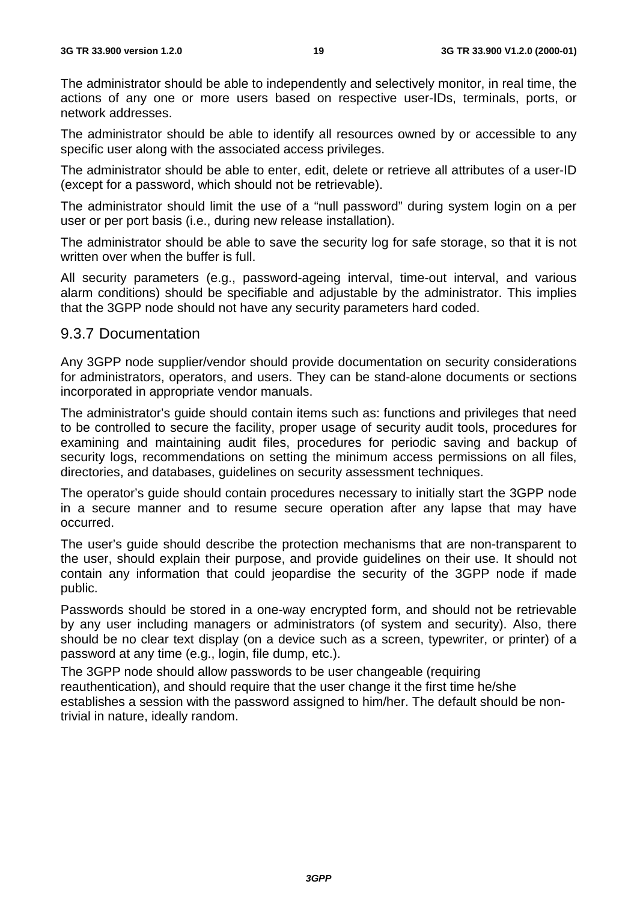The administrator should be able to independently and selectively monitor, in real time, the actions of any one or more users based on respective user-IDs, terminals, ports, or network addresses.

The administrator should be able to identify all resources owned by or accessible to any specific user along with the associated access privileges.

The administrator should be able to enter, edit, delete or retrieve all attributes of a user-ID (except for a password, which should not be retrievable).

The administrator should limit the use of a "null password" during system login on a per user or per port basis (i.e., during new release installation).

The administrator should be able to save the security log for safe storage, so that it is not written over when the buffer is full.

All security parameters (e.g., password-ageing interval, time-out interval, and various alarm conditions) should be specifiable and adjustable by the administrator. This implies that the 3GPP node should not have any security parameters hard coded.

### 9.3.7 Documentation

Any 3GPP node supplier/vendor should provide documentation on security considerations for administrators, operators, and users. They can be stand-alone documents or sections incorporated in appropriate vendor manuals.

The administrator's guide should contain items such as: functions and privileges that need to be controlled to secure the facility, proper usage of security audit tools, procedures for examining and maintaining audit files, procedures for periodic saving and backup of security logs, recommendations on setting the minimum access permissions on all files, directories, and databases, guidelines on security assessment techniques.

The operator's guide should contain procedures necessary to initially start the 3GPP node in a secure manner and to resume secure operation after any lapse that may have occurred.

The user's guide should describe the protection mechanisms that are non-transparent to the user, should explain their purpose, and provide guidelines on their use. It should not contain any information that could jeopardise the security of the 3GPP node if made public.

Passwords should be stored in a one-way encrypted form, and should not be retrievable by any user including managers or administrators (of system and security). Also, there should be no clear text display (on a device such as a screen, typewriter, or printer) of a password at any time (e.g., login, file dump, etc.).

The 3GPP node should allow passwords to be user changeable (requiring reauthentication), and should require that the user change it the first time he/she establishes a session with the password assigned to him/her. The default should be non-trivial in nature, ideally random.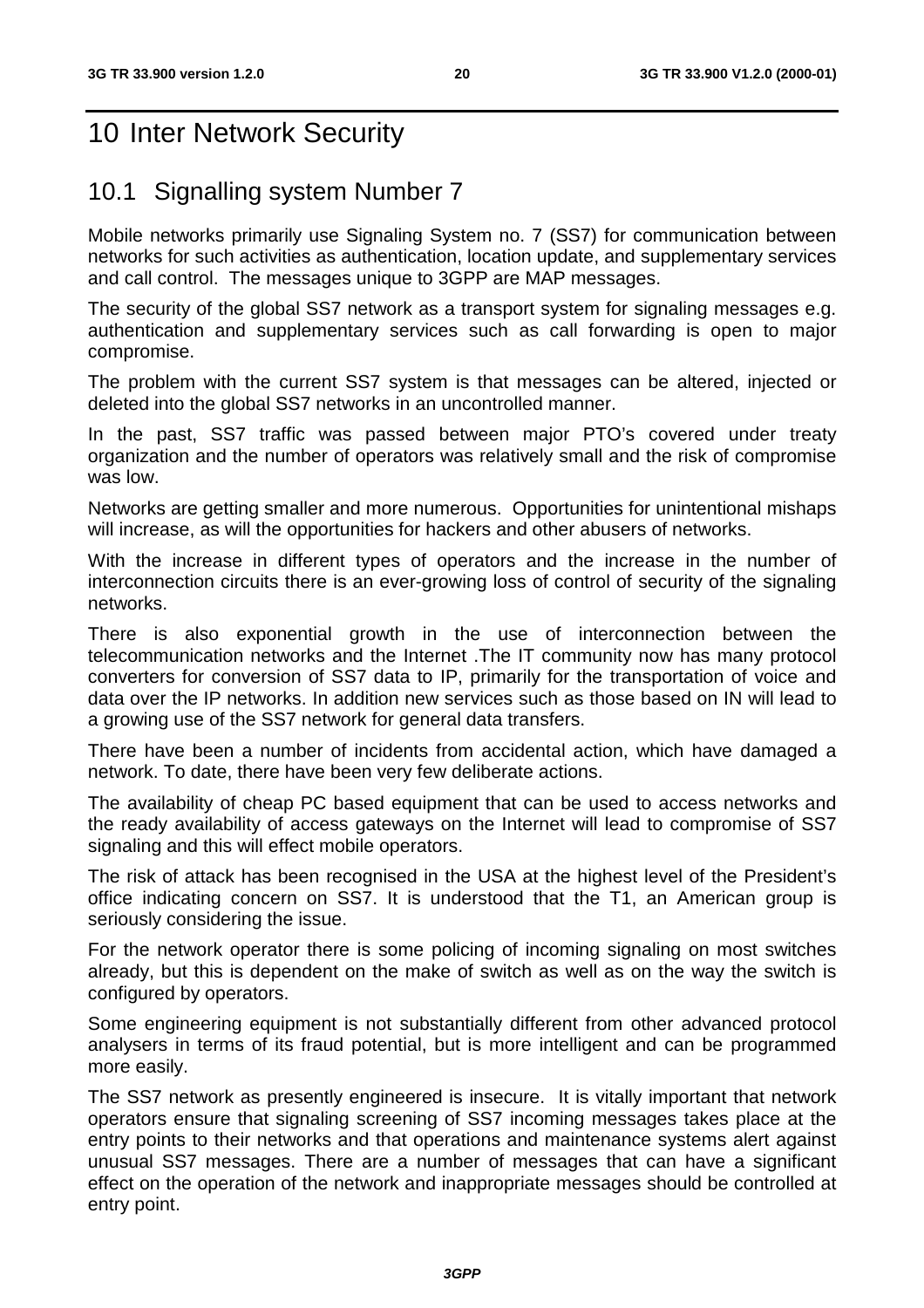# 10 Inter Network Security

## 10.1 Signalling system Number 7

Mobile networks primarily use Signaling System no. 7 (SS7) for communication between networks for such activities as authentication, location update, and supplementary services and call control. The messages unique to 3GPP are MAP messages.

The security of the global SS7 network as a transport system for signaling messages e.g. authentication and supplementary services such as call forwarding is open to major compromise.

The problem with the current SS7 system is that messages can be altered, injected or deleted into the global SS7 networks in an uncontrolled manner.

In the past, SS7 traffic was passed between major PTO's covered under treaty organization and the number of operators was relatively small and the risk of compromise was low.

Networks are getting smaller and more numerous. Opportunities for unintentional mishaps will increase, as will the opportunities for hackers and other abusers of networks.

With the increase in different types of operators and the increase in the number of interconnection circuits there is an ever-growing loss of control of security of the signaling networks.

There is also exponential growth in the use of interconnection between the telecommunication networks and the Internet .The IT community now has many protocol converters for conversion of SS7 data to IP, primarily for the transportation of voice and data over the IP networks. In addition new services such as those based on IN will lead to a growing use of the SS7 network for general data transfers.

There have been a number of incidents from accidental action, which have damaged a network. To date, there have been very few deliberate actions.

The availability of cheap PC based equipment that can be used to access networks and the ready availability of access gateways on the Internet will lead to compromise of SS7 signaling and this will effect mobile operators.

The risk of attack has been recognised in the USA at the highest level of the President's office indicating concern on SS7. It is understood that the T1, an American group is seriously considering the issue.

For the network operator there is some policing of incoming signaling on most switches already, but this is dependent on the make of switch as well as on the way the switch is configured by operators.

Some engineering equipment is not substantially different from other advanced protocol analysers in terms of its fraud potential, but is more intelligent and can be programmed more easily.

The SS7 network as presently engineered is insecure. It is vitally important that network operators ensure that signaling screening of SS7 incoming messages takes place at the entry points to their networks and that operations and maintenance systems alert against unusual SS7 messages. There are a number of messages that can have a significant effect on the operation of the network and inappropriate messages should be controlled at entry point.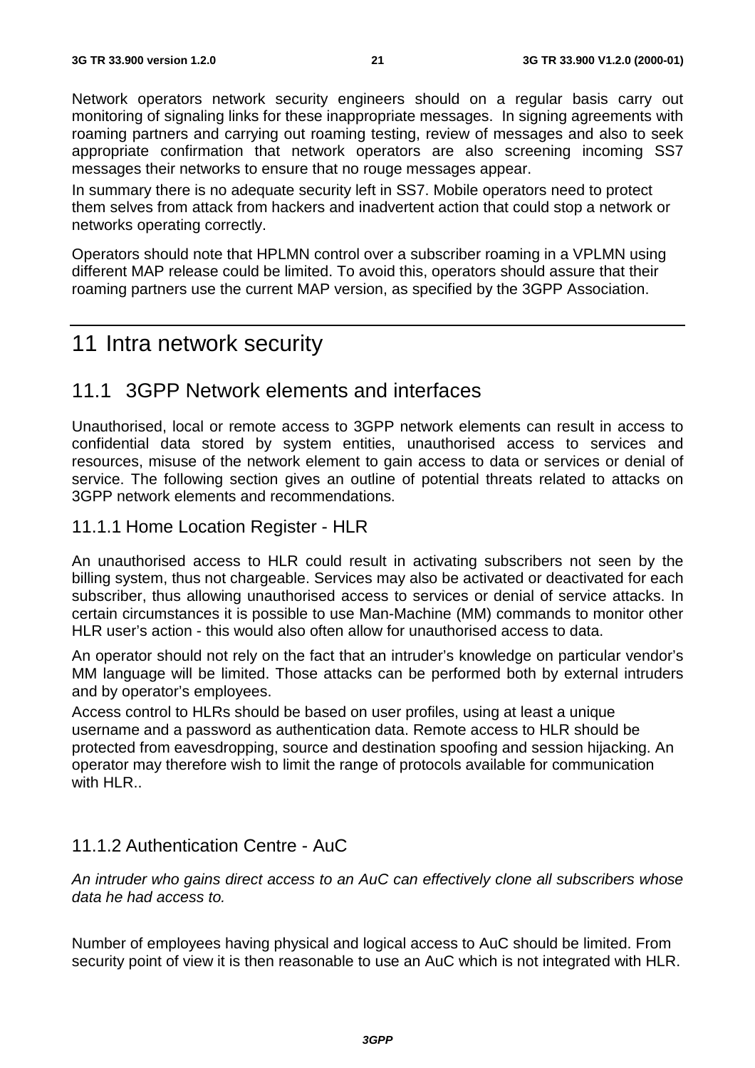Network operators network security engineers should on a regular basis carry out monitoring of signaling links for these inappropriate messages. In signing agreements with roaming partners and carrying out roaming testing, review of messages and also to seek appropriate confirmation that network operators are also screening incoming SS7 messages their networks to ensure that no rouge messages appear.

In summary there is no adequate security left in SS7. Mobile operators need to protect them selves from attack from hackers and inadvertent action that could stop a network or networks operating correctly.

Operators should note that HPLMN control over a subscriber roaming in a VPLMN using different MAP release could be limited. To avoid this, operators should assure that their roaming partners use the current MAP version, as specified by the 3GPP Association.

# 11 Intra network security

## 11.1 3GPP Network elements and interfaces

Unauthorised, local or remote access to 3GPP network elements can result in access to confidential data stored by system entities, unauthorised access to services and resources, misuse of the network element to gain access to data or services or denial of service. The following section gives an outline of potential threats related to attacks on 3GPP network elements and recommendations.

### 11.1.1 Home Location Register - HLR

An unauthorised access to HLR could result in activating subscribers not seen by the billing system, thus not chargeable. Services may also be activated or deactivated for each subscriber, thus allowing unauthorised access to services or denial of service attacks. In certain circumstances it is possible to use Man-Machine (MM) commands to monitor other HLR user's action - this would also often allow for unauthorised access to data.

An operator should not rely on the fact that an intruder's knowledge on particular vendor's MM language will be limited. Those attacks can be performed both by external intruders and by operator's employees.

Access control to HLRs should be based on user profiles, using at least a unique username and a password as authentication data. Remote access to HLR should be protected from eavesdropping, source and destination spoofing and session hijacking. An operator may therefore wish to limit the range of protocols available for communication with HLR..

### 11.1.2 Authentication Centre - AuC

*An intruder who gains direct access to an AuC can effectively clone all subscribers whose data he had access to.*

Number of employees having physical and logical access to AuC should be limited. From security point of view it is then reasonable to use an AuC which is not integrated with HLR.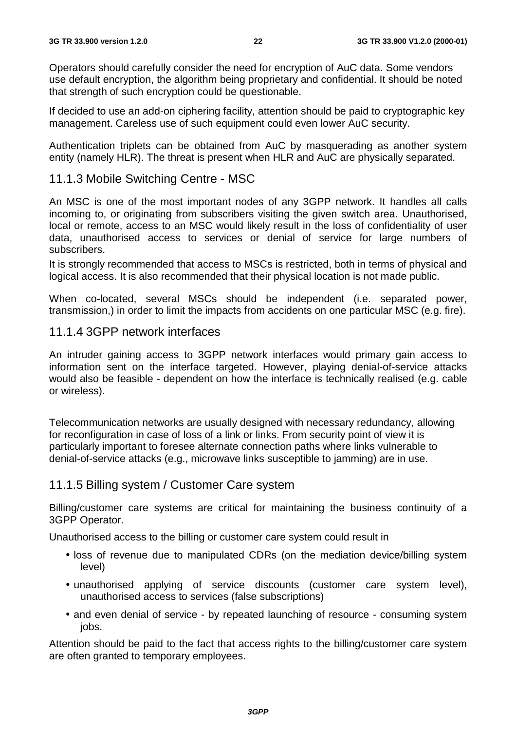Operators should carefully consider the need for encryption of AuC data. Some vendors use default encryption, the algorithm being proprietary and confidential. It should be noted that strength of such encryption could be questionable.

If decided to use an add-on ciphering facility, attention should be paid to cryptographic key management. Careless use of such equipment could even lower AuC security.

Authentication triplets can be obtained from AuC by masquerading as another system entity (namely HLR). The threat is present when HLR and AuC are physically separated.

### 11.1.3 Mobile Switching Centre - MSC

An MSC is one of the most important nodes of any 3GPP network. It handles all calls incoming to, or originating from subscribers visiting the given switch area. Unauthorised, local or remote, access to an MSC would likely result in the loss of confidentiality of user data, unauthorised access to services or denial of service for large numbers of subscribers.

It is strongly recommended that access to MSCs is restricted, both in terms of physical and logical access. It is also recommended that their physical location is not made public.

When co-located, several MSCs should be independent (i.e. separated power, transmission,) in order to limit the impacts from accidents on one particular MSC (e.g. fire).

### 11.1.4 3GPP network interfaces

An intruder gaining access to 3GPP network interfaces would primary gain access to information sent on the interface targeted. However, playing denial-of-service attacks would also be feasible - dependent on how the interface is technically realised (e.g. cable or wireless).

Telecommunication networks are usually designed with necessary redundancy, allowing for reconfiguration in case of loss of a link or links. From security point of view it is particularly important to foresee alternate connection paths where links vulnerable to denial-of-service attacks (e.g., microwave links susceptible to jamming) are in use.

### 11.1.5 Billing system / Customer Care system

Billing/customer care systems are critical for maintaining the business continuity of a 3GPP Operator.

Unauthorised access to the billing or customer care system could result in

- loss of revenue due to manipulated CDRs (on the mediation device/billing system level)
- unauthorised applying of service discounts (customer care system level), unauthorised access to services (false subscriptions)
- and even denial of service - by repeated launching of resource - consuming system jobs.

Attention should be paid to the fact that access rights to the billing/customer care system are often granted to temporary employees.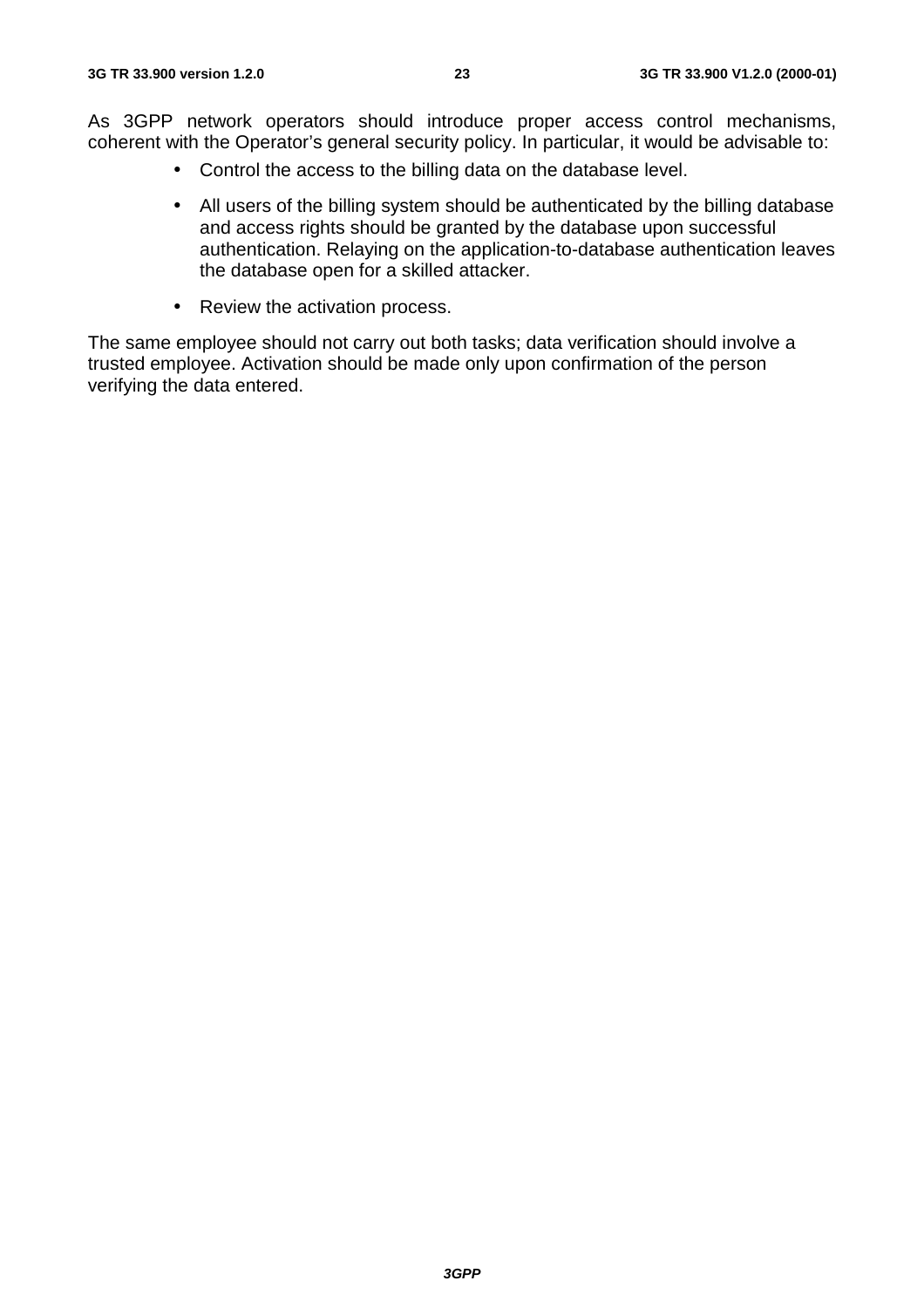As 3GPP network operators should introduce proper access control mechanisms, coherent with the Operator's general security policy. In particular, it would be advisable to:

- Control the access to the billing data on the database level.
- All users of the billing system should be authenticated by the billing database and access rights should be granted by the database upon successful authentication. Relaying on the application-to-database authentication leaves the database open for a skilled attacker.
- Review the activation process.

The same employee should not carry out both tasks; data verification should involve a trusted employee. Activation should be made only upon confirmation of the person verifying the data entered.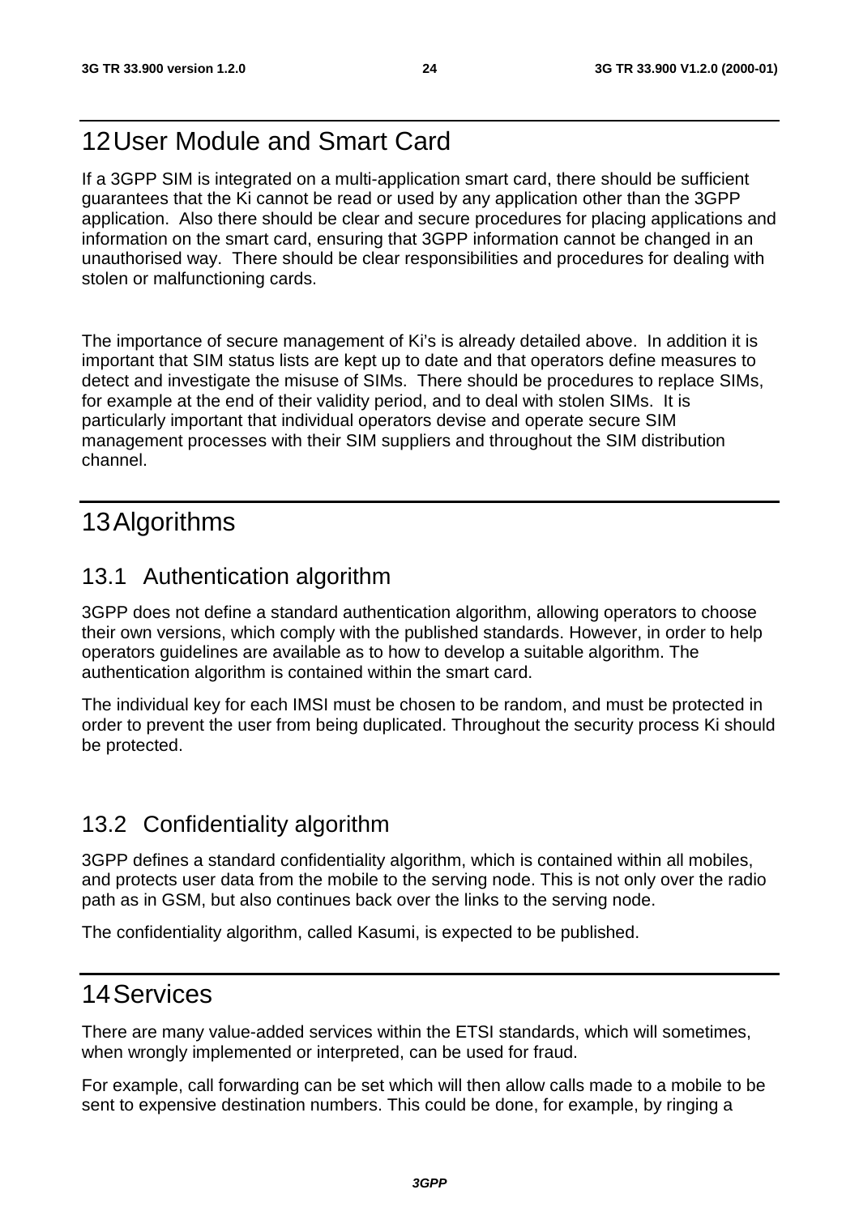# 12 User Module and Smart Card

If a 3GPP SIM is integrated on a multi-application smart card, there should be sufficient guarantees that the Ki cannot be read or used by any application other than the 3GPP application. Also there should be clear and secure procedures for placing applications and information on the smart card, ensuring that 3GPP information cannot be changed in an unauthorised way. There should be clear responsibilities and procedures for dealing with stolen or malfunctioning cards.

The importance of secure management of Ki's is already detailed above. In addition it is important that SIM status lists are kept up to date and that operators define measures to detect and investigate the misuse of SIMs. There should be procedures to replace SIMs, for example at the end of their validity period, and to deal with stolen SIMs. It is particularly important that individual operators devise and operate secure SIM management processes with their SIM suppliers and throughout the SIM distribution channel.

# 13 Algorithms

## 13.1 Authentication algorithm

3GPP does not define a standard authentication algorithm, allowing operators to choose their own versions, which comply with the published standards. However, in order to help operators guidelines are available as to how to develop a suitable algorithm. The authentication algorithm is contained within the smart card.

The individual key for each IMSI must be chosen to be random, and must be protected in order to prevent the user from being duplicated. Throughout the security process Ki should be protected.

## 13.2 Confidentiality algorithm

3GPP defines a standard confidentiality algorithm, which is contained within all mobiles, and protects user data from the mobile to the serving node. This is not only over the radio path as in GSM, but also continues back over the links to the serving node.

The confidentiality algorithm, called Kasumi, is expected to be published.

# 14 Services

There are many value-added services within the ETSI standards, which will sometimes, when wrongly implemented or interpreted, can be used for fraud.

For example, call forwarding can be set which will then allow calls made to a mobile to be sent to expensive destination numbers. This could be done, for example, by ringing a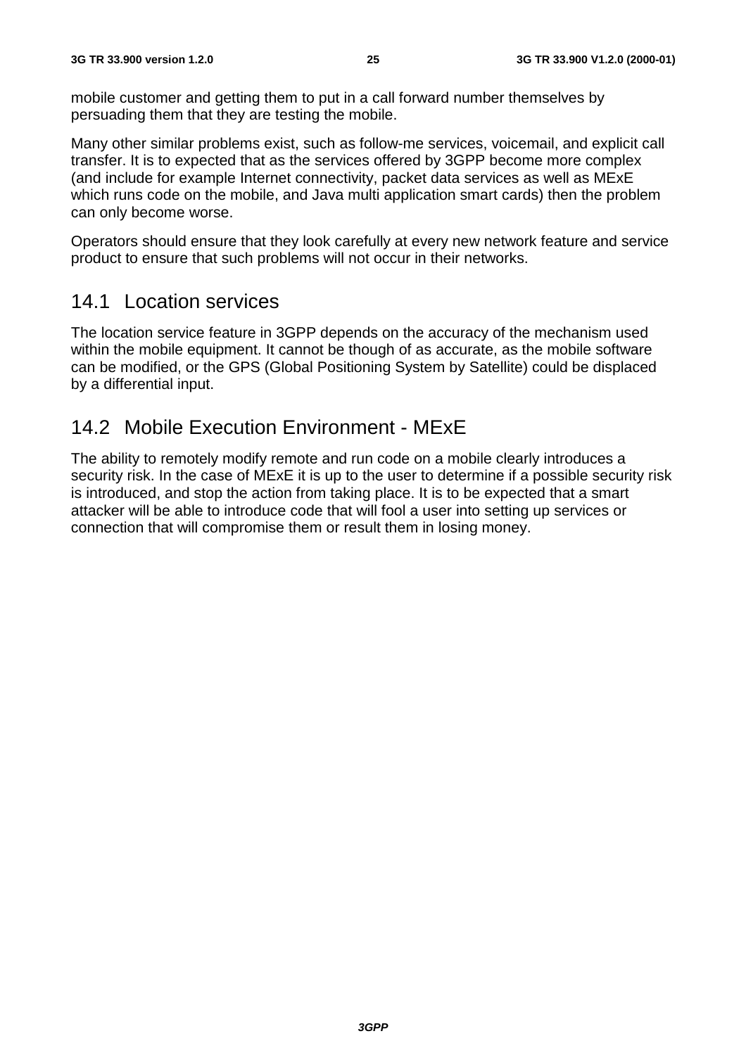mobile customer and getting them to put in a call forward number themselves by persuading them that they are testing the mobile.

Many other similar problems exist, such as follow-me services, voicemail, and explicit call transfer. It is to expected that as the services offered by 3GPP become more complex (and include for example Internet connectivity, packet data services as well as MExE which runs code on the mobile, and Java multi application smart cards) then the problem can only become worse.

Operators should ensure that they look carefully at every new network feature and service product to ensure that such problems will not occur in their networks.

## 14.1 Location services

The location service feature in 3GPP depends on the accuracy of the mechanism used within the mobile equipment. It cannot be though of as accurate, as the mobile software can be modified, or the GPS (Global Positioning System by Satellite) could be displaced by a differential input.

## 14.2 Mobile Execution Environment - MExE

The ability to remotely modify remote and run code on a mobile clearly introduces a security risk. In the case of MExE it is up to the user to determine if a possible security risk is introduced, and stop the action from taking place. It is to be expected that a smart attacker will be able to introduce code that will fool a user into setting up services or connection that will compromise them or result them in losing money.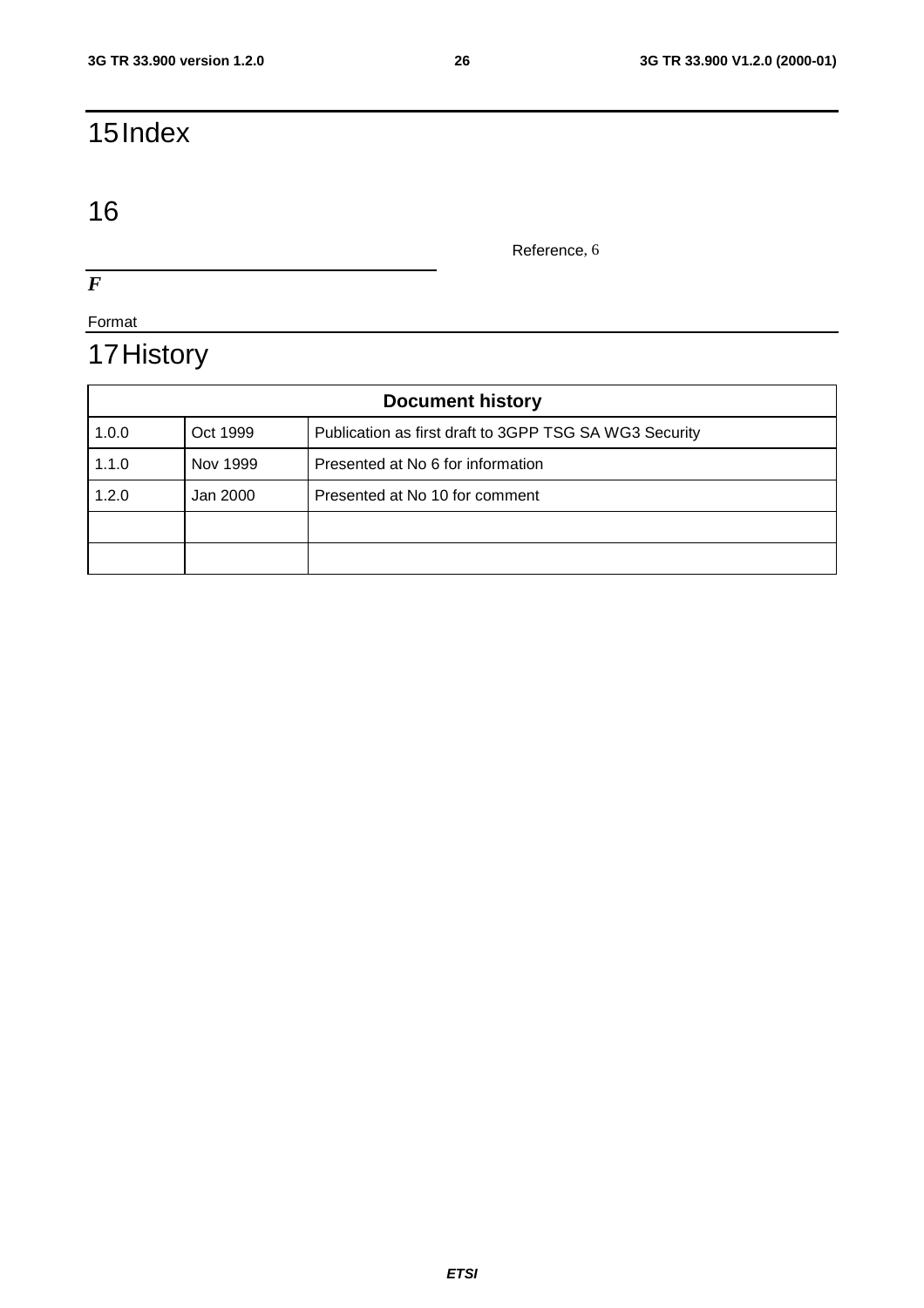# 15 Index

# 16

Reference, 6

***F***

Format

# 17 History

| Document history | | |
|---|---|---|
| 1.0.0 | Oct 1999 | Publication as first draft to 3GPP TSG SA WG3 Security |
| 1.1.0 | Nov 1999 | Presented at No 6 for information |
| 1.2.0 | Jan 2000 | Presented at No 10 for comment |
| | | |
| | | |